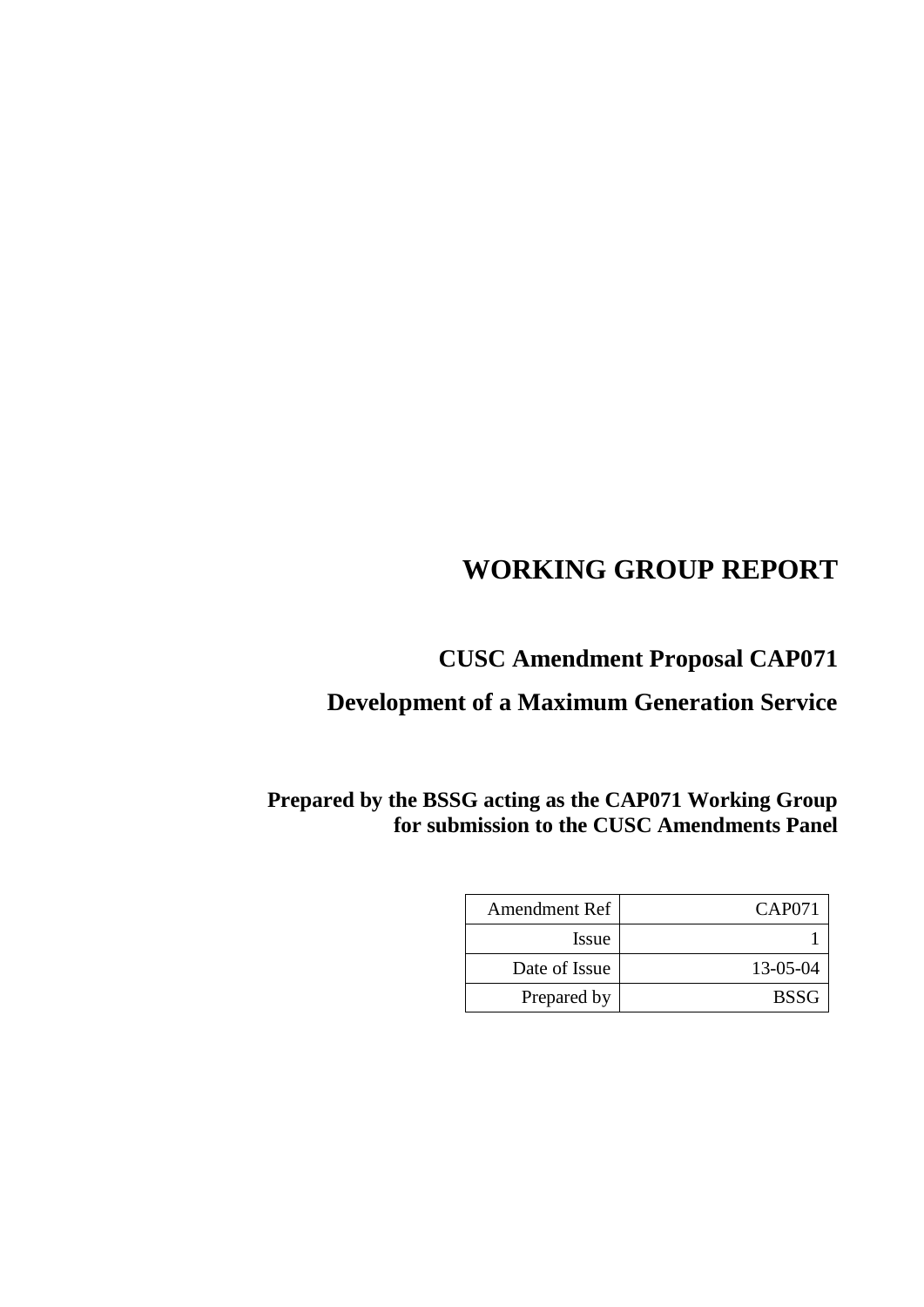# WORKING GROUP REPORT

## CUSC Amendment Proposal CAP071

## Development of a Maximum Generation Service

**Prepared by the BSSG acting as the CAP071 Working Group for submission to the CUSC Amendments Panel**

| Amendment Ref | CAP071 |
|---|---|
| Issue | 1 |
| Date of Issue | 13-05-04 |
| Prepared by | BSSG |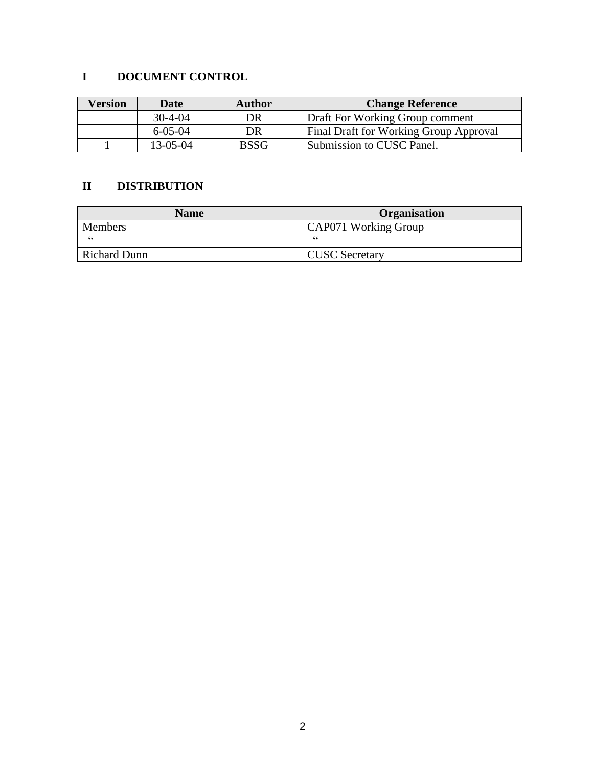## I DOCUMENT CONTROL

| Version | Date | Author | Change Reference |
|---|---|---|---|
| | 30-4-04 | DR | Draft For Working Group comment |
| | 6-05-04 | DR | Final Draft for Working Group Approval |
| 1 | 13-05-04 | BSSG | Submission to CUSC Panel. |

## II DISTRIBUTION

| Name | Organisation |
|---|---|
| Members | CAP071 Working Group |
| " | " |
| Richard Dunn | CUSC Secretary |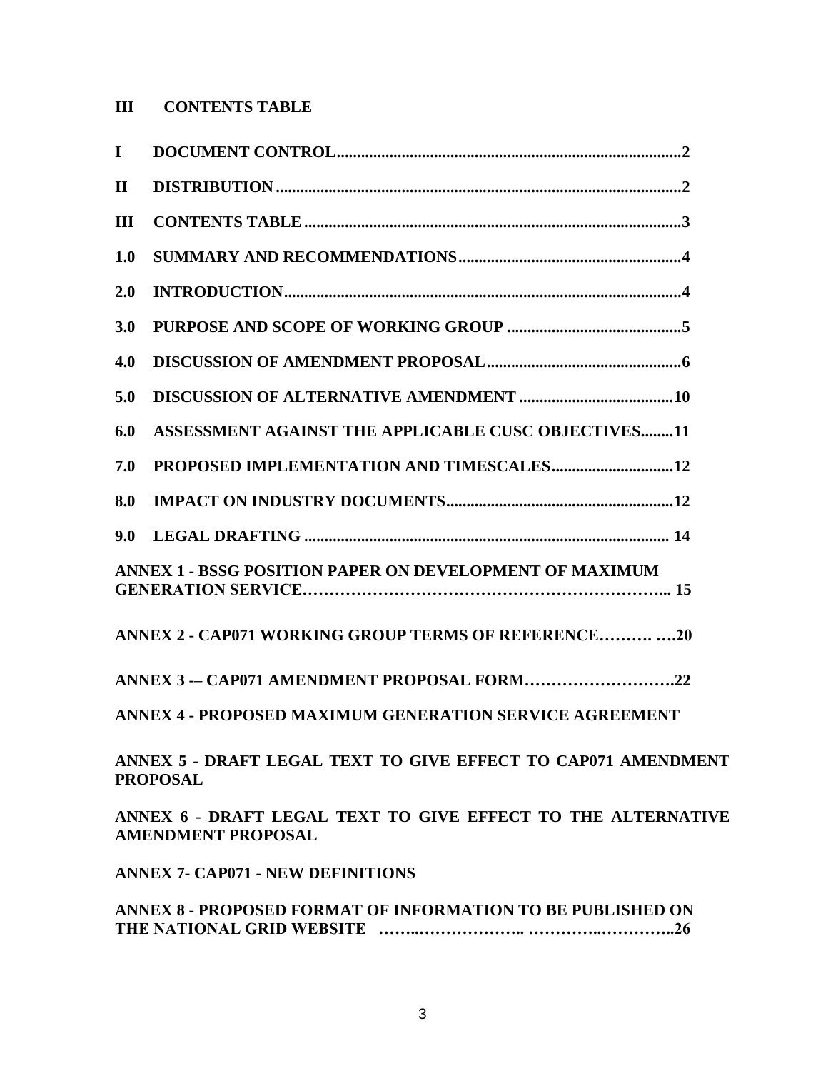## III CONTENTS TABLE

**I DOCUMENT CONTROL....................................................................................2**

**II DISTRIBUTION....................................................................................................2**

**III CONTENTS TABLE............................................................................................3**

**1.0 SUMMARY AND RECOMMENDATIONS.......................................................4**

**2.0 INTRODUCTION..................................................................................................4**

**3.0 PURPOSE AND SCOPE OF WORKING GROUP ...........................................5**

**4.0 DISCUSSION OF AMENDMENT PROPOSAL................................................6**

**5.0 DISCUSSION OF ALTERNATIVE AMENDMENT ......................................10**

**6.0 ASSESSMENT AGAINST THE APPLICABLE CUSC OBJECTIVES........11**

**7.0 PROPOSED IMPLEMENTATION AND TIMESCALES..............................12**

**8.0 IMPACT ON INDUSTRY DOCUMENTS........................................................12**

**9.0 LEGAL DRAFTING .......................................................................................... 14**

**ANNEX 1 - BSSG POSITION PAPER ON DEVELOPMENT OF MAXIMUM GENERATION SERVICE………………………………………………………... 15**

**ANNEX 2 - CAP071 WORKING GROUP TERMS OF REFERENCE………. ….20**

**ANNEX 3 -– CAP071 AMENDMENT PROPOSAL FORM……………………….22**

**ANNEX 4 - PROPOSED MAXIMUM GENERATION SERVICE AGREEMENT**

**ANNEX 5 - DRAFT LEGAL TEXT TO GIVE EFFECT TO CAP071 AMENDMENT PROPOSAL**

**ANNEX 6 - DRAFT LEGAL TEXT TO GIVE EFFECT TO THE ALTERNATIVE AMENDMENT PROPOSAL**

**ANNEX 7- CAP071 - NEW DEFINITIONS**

**ANNEX 8 - PROPOSED FORMAT OF INFORMATION TO BE PUBLISHED ON THE NATIONAL GRID WEBSITE ……..…………….. ………..………..26**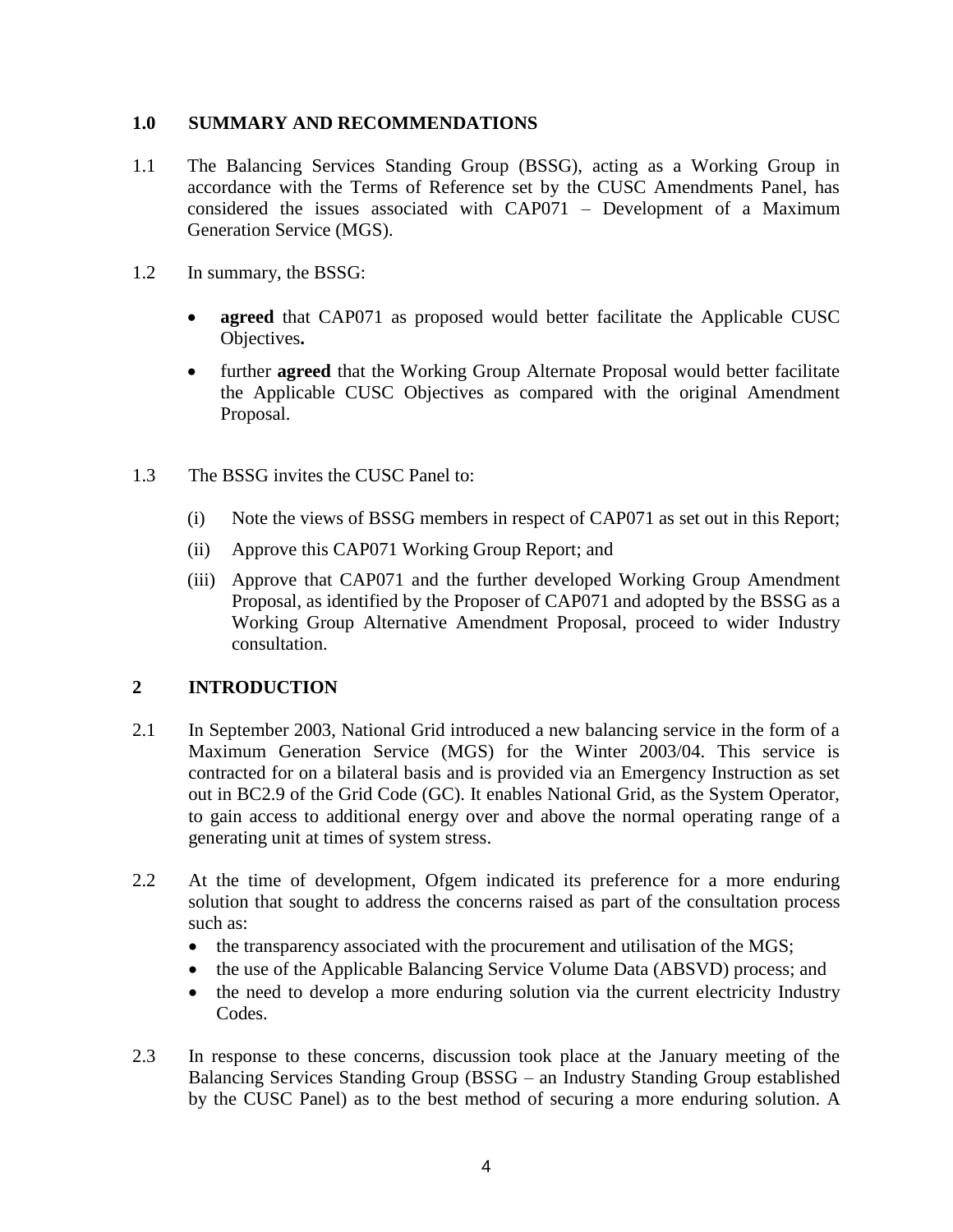## 1.0 SUMMARY AND RECOMMENDATIONS

1.1 The Balancing Services Standing Group (BSSG), acting as a Working Group in accordance with the Terms of Reference set by the CUSC Amendments Panel, has considered the issues associated with CAP071 – Development of a Maximum Generation Service (MGS).

1.2 In summary, the BSSG:

- **agreed** that CAP071 as proposed would better facilitate the Applicable CUSC Objectives**.**
- further **agreed** that the Working Group Alternate Proposal would better facilitate the Applicable CUSC Objectives as compared with the original Amendment Proposal.

1.3 The BSSG invites the CUSC Panel to:

(i) Note the views of BSSG members in respect of CAP071 as set out in this Report;

(ii) Approve this CAP071 Working Group Report; and

(iii) Approve that CAP071 and the further developed Working Group Amendment Proposal, as identified by the Proposer of CAP071 and adopted by the BSSG as a Working Group Alternative Amendment Proposal, proceed to wider Industry consultation.

## 2 INTRODUCTION

2.1 In September 2003, National Grid introduced a new balancing service in the form of a Maximum Generation Service (MGS) for the Winter 2003/04. This service is contracted for on a bilateral basis and is provided via an Emergency Instruction as set out in BC2.9 of the Grid Code (GC). It enables National Grid, as the System Operator, to gain access to additional energy over and above the normal operating range of a generating unit at times of system stress.

2.2 At the time of development, Ofgem indicated its preference for a more enduring solution that sought to address the concerns raised as part of the consultation process such as:

- the transparency associated with the procurement and utilisation of the MGS;
- the use of the Applicable Balancing Service Volume Data (ABSVD) process; and
- the need to develop a more enduring solution via the current electricity Industry Codes.

2.3 In response to these concerns, discussion took place at the January meeting of the Balancing Services Standing Group (BSSG – an Industry Standing Group established by the CUSC Panel) as to the best method of securing a more enduring solution. A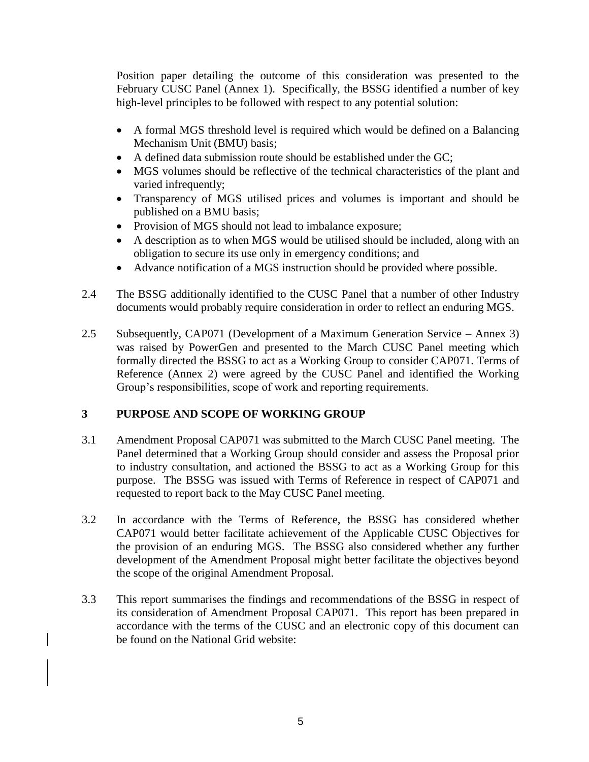Position paper detailing the outcome of this consideration was presented to the February CUSC Panel (Annex 1). Specifically, the BSSG identified a number of key high-level principles to be followed with respect to any potential solution:

- A formal MGS threshold level is required which would be defined on a Balancing Mechanism Unit (BMU) basis;
- A defined data submission route should be established under the GC;
- MGS volumes should be reflective of the technical characteristics of the plant and varied infrequently;
- Transparency of MGS utilised prices and volumes is important and should be published on a BMU basis;
- Provision of MGS should not lead to imbalance exposure;
- A description as to when MGS would be utilised should be included, along with an obligation to secure its use only in emergency conditions; and
- Advance notification of a MGS instruction should be provided where possible.

2.4 The BSSG additionally identified to the CUSC Panel that a number of other Industry documents would probably require consideration in order to reflect an enduring MGS.

2.5 Subsequently, CAP071 (Development of a Maximum Generation Service – Annex 3) was raised by PowerGen and presented to the March CUSC Panel meeting which formally directed the BSSG to act as a Working Group to consider CAP071. Terms of Reference (Annex 2) were agreed by the CUSC Panel and identified the Working Group's responsibilities, scope of work and reporting requirements.

## 3 PURPOSE AND SCOPE OF WORKING GROUP

3.1 Amendment Proposal CAP071 was submitted to the March CUSC Panel meeting. The Panel determined that a Working Group should consider and assess the Proposal prior to industry consultation, and actioned the BSSG to act as a Working Group for this purpose. The BSSG was issued with Terms of Reference in respect of CAP071 and requested to report back to the May CUSC Panel meeting.

3.2 In accordance with the Terms of Reference, the BSSG has considered whether CAP071 would better facilitate achievement of the Applicable CUSC Objectives for the provision of an enduring MGS. The BSSG also considered whether any further development of the Amendment Proposal might better facilitate the objectives beyond the scope of the original Amendment Proposal.

3.3 This report summarises the findings and recommendations of the BSSG in respect of its consideration of Amendment Proposal CAP071. This report has been prepared in accordance with the terms of the CUSC and an electronic copy of this document can be found on the National Grid website: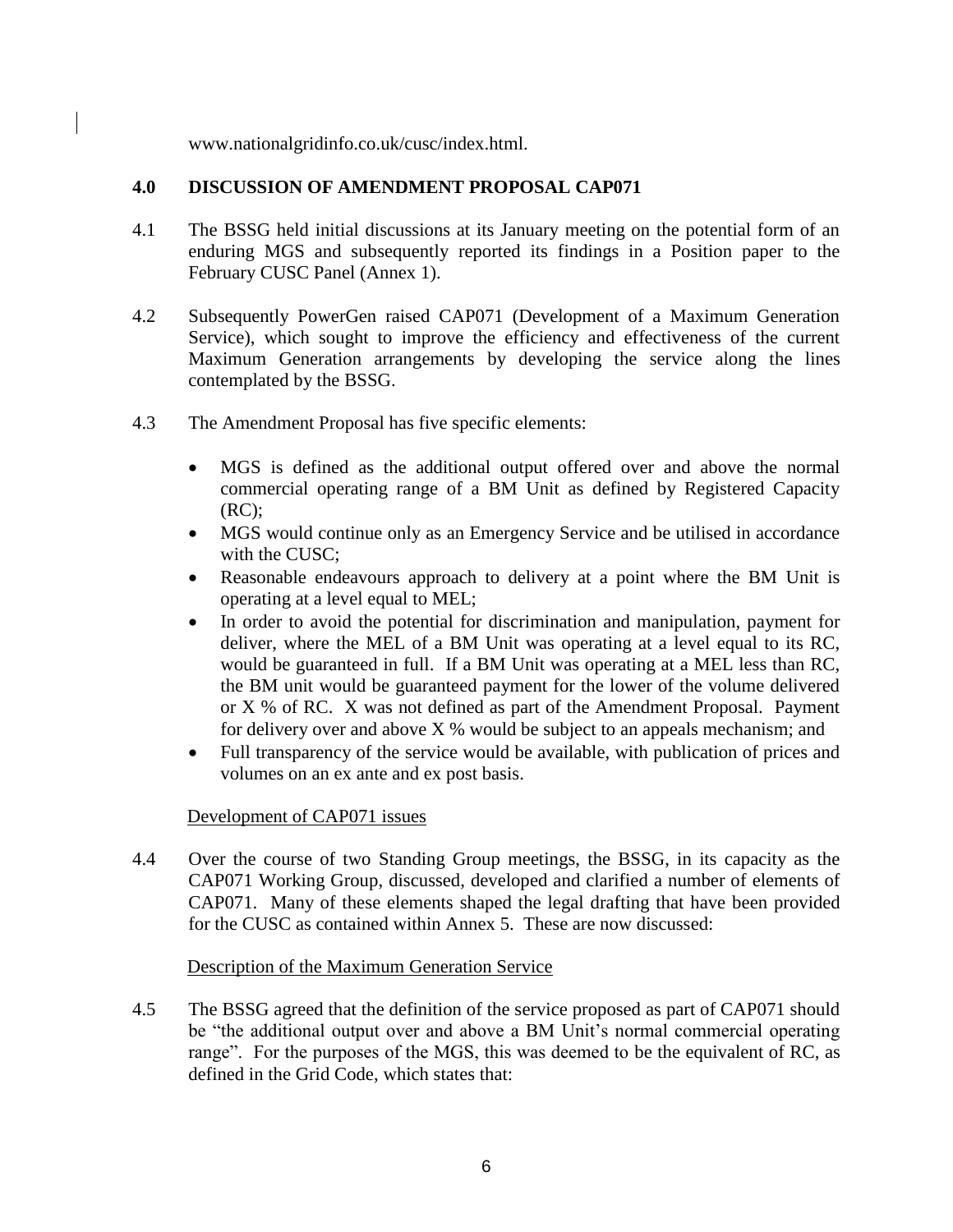www.nationalgridinfo.co.uk/cusc/index.html.

## 4.0 DISCUSSION OF AMENDMENT PROPOSAL CAP071

4.1 The BSSG held initial discussions at its January meeting on the potential form of an enduring MGS and subsequently reported its findings in a Position paper to the February CUSC Panel (Annex 1).

4.2 Subsequently PowerGen raised CAP071 (Development of a Maximum Generation Service), which sought to improve the efficiency and effectiveness of the current Maximum Generation arrangements by developing the service along the lines contemplated by the BSSG.

4.3 The Amendment Proposal has five specific elements:

- MGS is defined as the additional output offered over and above the normal commercial operating range of a BM Unit as defined by Registered Capacity (RC);
- MGS would continue only as an Emergency Service and be utilised in accordance with the CUSC;
- Reasonable endeavours approach to delivery at a point where the BM Unit is operating at a level equal to MEL;
- In order to avoid the potential for discrimination and manipulation, payment for deliver, where the MEL of a BM Unit was operating at a level equal to its RC, would be guaranteed in full. If a BM Unit was operating at a MEL less than RC, the BM unit would be guaranteed payment for the lower of the volume delivered or X % of RC. X was not defined as part of the Amendment Proposal. Payment for delivery over and above X % would be subject to an appeals mechanism; and
- Full transparency of the service would be available, with publication of prices and volumes on an ex ante and ex post basis.

Development of CAP071 issues

4.4 Over the course of two Standing Group meetings, the BSSG, in its capacity as the CAP071 Working Group, discussed, developed and clarified a number of elements of CAP071. Many of these elements shaped the legal drafting that have been provided for the CUSC as contained within Annex 5. These are now discussed:

Description of the Maximum Generation Service

4.5 The BSSG agreed that the definition of the service proposed as part of CAP071 should be "the additional output over and above a BM Unit's normal commercial operating range". For the purposes of the MGS, this was deemed to be the equivalent of RC, as defined in the Grid Code, which states that: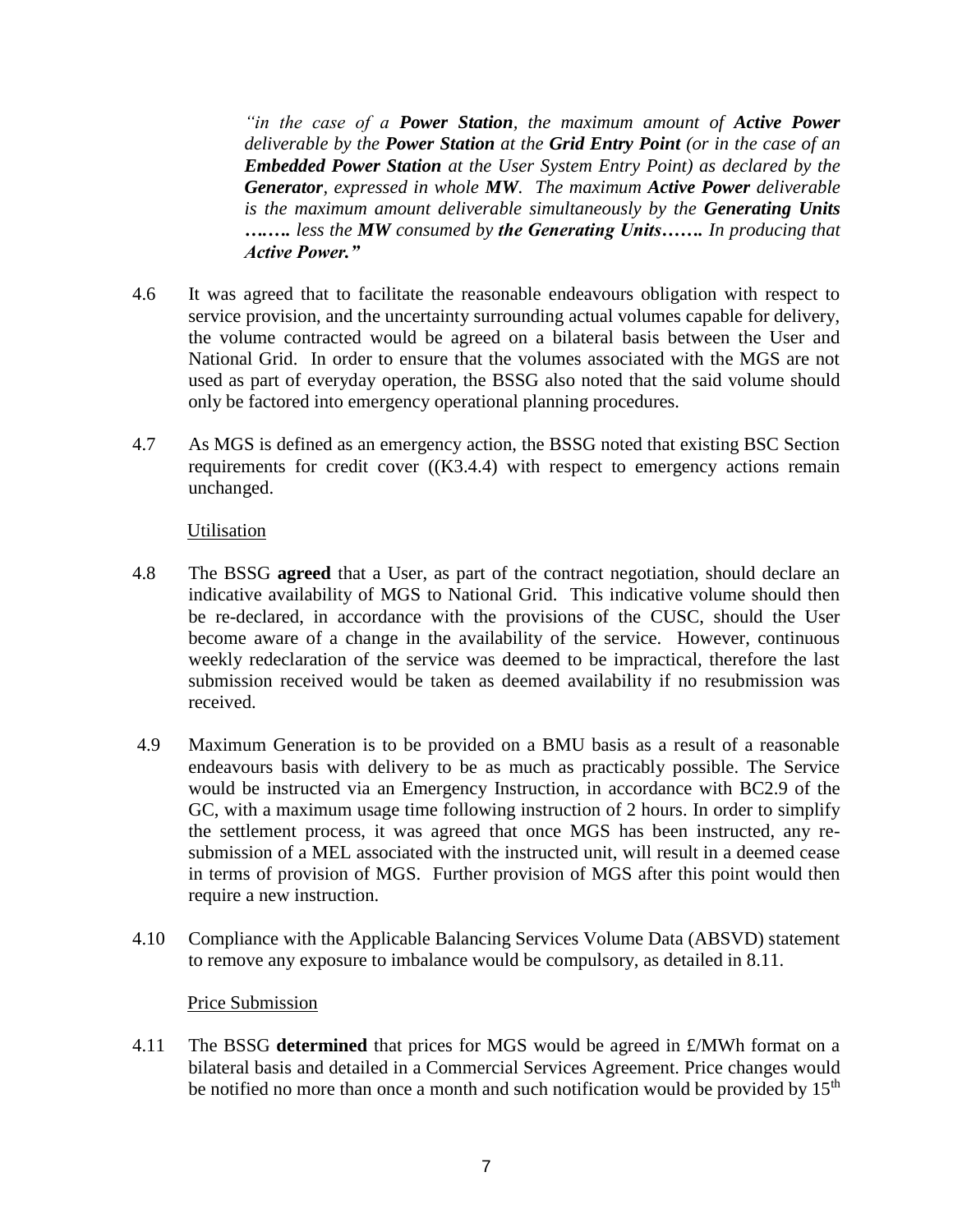> *"in the case of a **Power Station**, the maximum amount of **Active Power** deliverable by the **Power Station** at the **Grid Entry Point** (or in the case of an **Embedded Power Station** at the User System Entry Point) as declared by the **Generator**, expressed in whole **MW**. The maximum **Active Power** deliverable is the maximum amount deliverable simultaneously by the **Generating Units** **……..** less the **MW** consumed by **the Generating Units…….** In producing that **Active Power.**"*

4.6 It was agreed that to facilitate the reasonable endeavours obligation with respect to service provision, and the uncertainty surrounding actual volumes capable for delivery, the volume contracted would be agreed on a bilateral basis between the User and National Grid. In order to ensure that the volumes associated with the MGS are not used as part of everyday operation, the BSSG also noted that the said volume should only be factored into emergency operational planning procedures.

4.7 As MGS is defined as an emergency action, the BSSG noted that existing BSC Section requirements for credit cover ((K3.4.4) with respect to emergency actions remain unchanged.

<u>Utilisation</u>

4.8 The BSSG **agreed** that a User, as part of the contract negotiation, should declare an indicative availability of MGS to National Grid. This indicative volume should then be re-declared, in accordance with the provisions of the CUSC, should the User become aware of a change in the availability of the service. However, continuous weekly redeclaration of the service was deemed to be impractical, therefore the last submission received would be taken as deemed availability if no resubmission was received.

4.9 Maximum Generation is to be provided on a BMU basis as a result of a reasonable endeavours basis with delivery to be as much as practicably possible. The Service would be instructed via an Emergency Instruction, in accordance with BC2.9 of the GC, with a maximum usage time following instruction of 2 hours. In order to simplify the settlement process, it was agreed that once MGS has been instructed, any re-submission of a MEL associated with the instructed unit, will result in a deemed cease in terms of provision of MGS. Further provision of MGS after this point would then require a new instruction.

4.10 Compliance with the Applicable Balancing Services Volume Data (ABSVD) statement to remove any exposure to imbalance would be compulsory, as detailed in 8.11.

<u>Price Submission</u>

4.11 The BSSG **determined** that prices for MGS would be agreed in £/MWh format on a bilateral basis and detailed in a Commercial Services Agreement. Price changes would be notified no more than once a month and such notification would be provided by 15th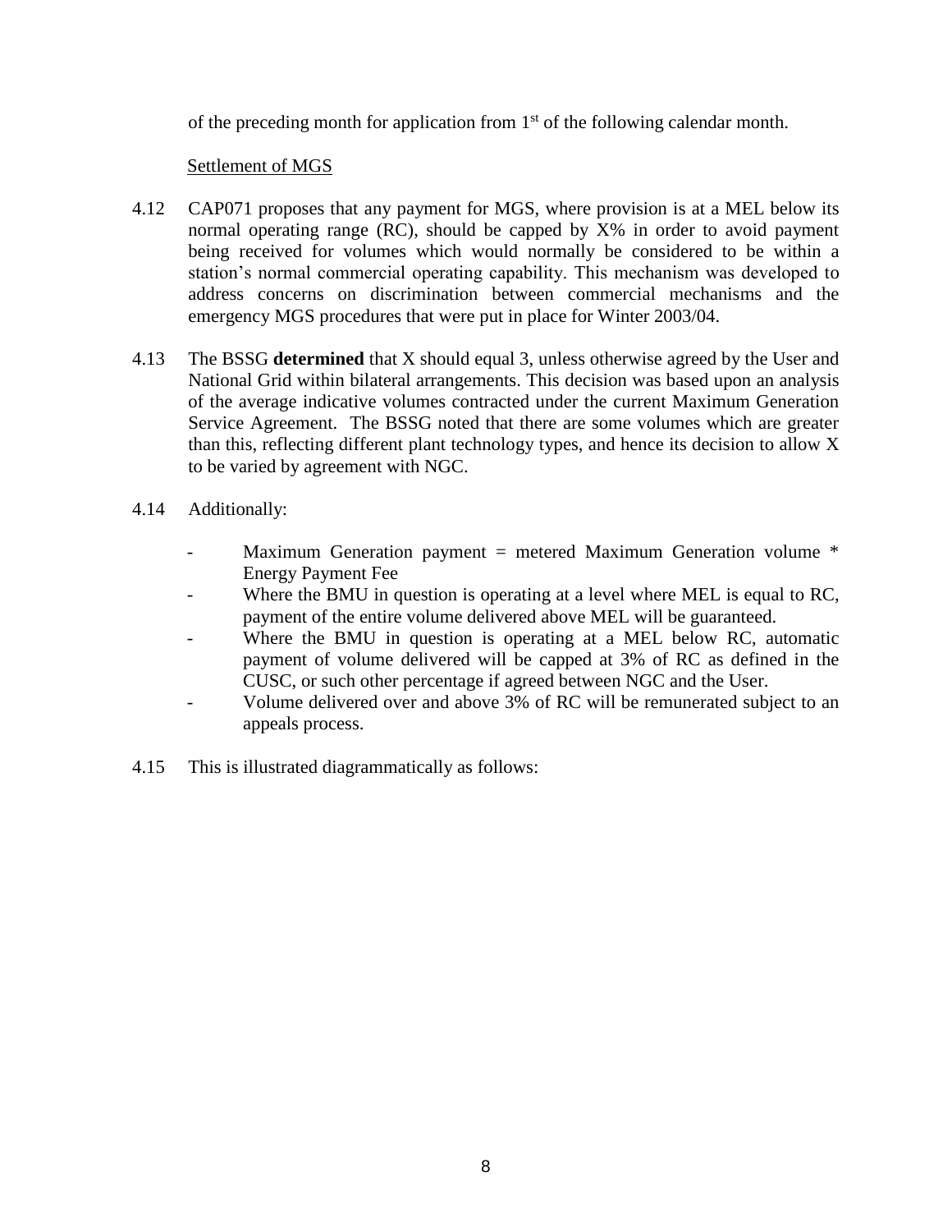of the preceding month for application from 1st of the following calendar month.

Settlement of MGS

4.12 CAP071 proposes that any payment for MGS, where provision is at a MEL below its normal operating range (RC), should be capped by X% in order to avoid payment being received for volumes which would normally be considered to be within a station's normal commercial operating capability. This mechanism was developed to address concerns on discrimination between commercial mechanisms and the emergency MGS procedures that were put in place for Winter 2003/04.

4.13 The BSSG **determined** that X should equal 3, unless otherwise agreed by the User and National Grid within bilateral arrangements. This decision was based upon an analysis of the average indicative volumes contracted under the current Maximum Generation Service Agreement. The BSSG noted that there are some volumes which are greater than this, reflecting different plant technology types, and hence its decision to allow X to be varied by agreement with NGC.

4.14 Additionally:

- Maximum Generation payment = metered Maximum Generation volume * Energy Payment Fee
- Where the BMU in question is operating at a level where MEL is equal to RC, payment of the entire volume delivered above MEL will be guaranteed.
- Where the BMU in question is operating at a MEL below RC, automatic payment of volume delivered will be capped at 3% of RC as defined in the CUSC, or such other percentage if agreed between NGC and the User.
- Volume delivered over and above 3% of RC will be remunerated subject to an appeals process.

4.15 This is illustrated diagrammatically as follows: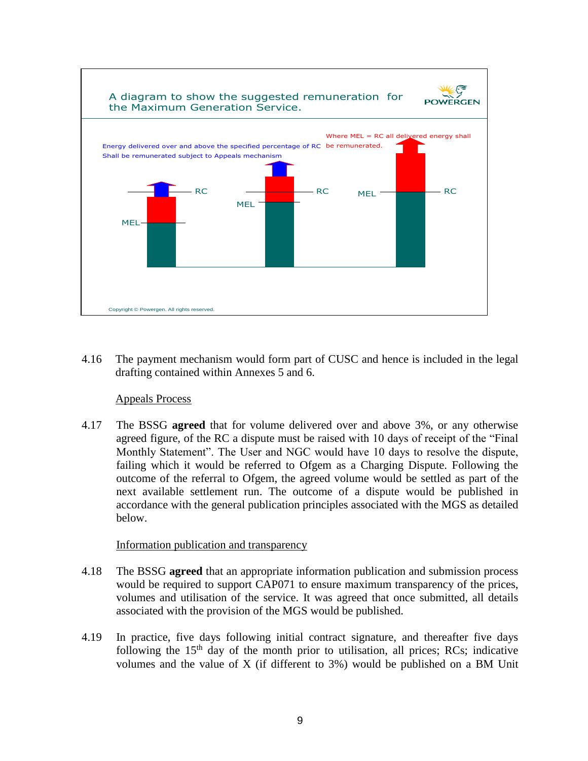A diagram to show the suggested remuneration for the Maximum Generation Service.

POWERGEN

Energy delivered over and above the specified percentage of RC Shall be remunerated subject to Appeals mechanism

Where MEL = RC all delivered energy shall be remunerated.

RC

MEL

RC

MEL

MEL

RC

Copyright © Powergen. All rights reserved.

4.16 The payment mechanism would form part of CUSC and hence is included in the legal drafting contained within Annexes 5 and 6.

Appeals Process

4.17 The BSSG **agreed** that for volume delivered over and above 3%, or any otherwise agreed figure, of the RC a dispute must be raised with 10 days of receipt of the "Final Monthly Statement". The User and NGC would have 10 days to resolve the dispute, failing which it would be referred to Ofgem as a Charging Dispute. Following the outcome of the referral to Ofgem, the agreed volume would be settled as part of the next available settlement run. The outcome of a dispute would be published in accordance with the general publication principles associated with the MGS as detailed below.

Information publication and transparency

4.18 The BSSG **agreed** that an appropriate information publication and submission process would be required to support CAP071 to ensure maximum transparency of the prices, volumes and utilisation of the service. It was agreed that once submitted, all details associated with the provision of the MGS would be published.

4.19 In practice, five days following initial contract signature, and thereafter five days following the 15th day of the month prior to utilisation, all prices; RCs; indicative volumes and the value of X (if different to 3%) would be published on a BM Unit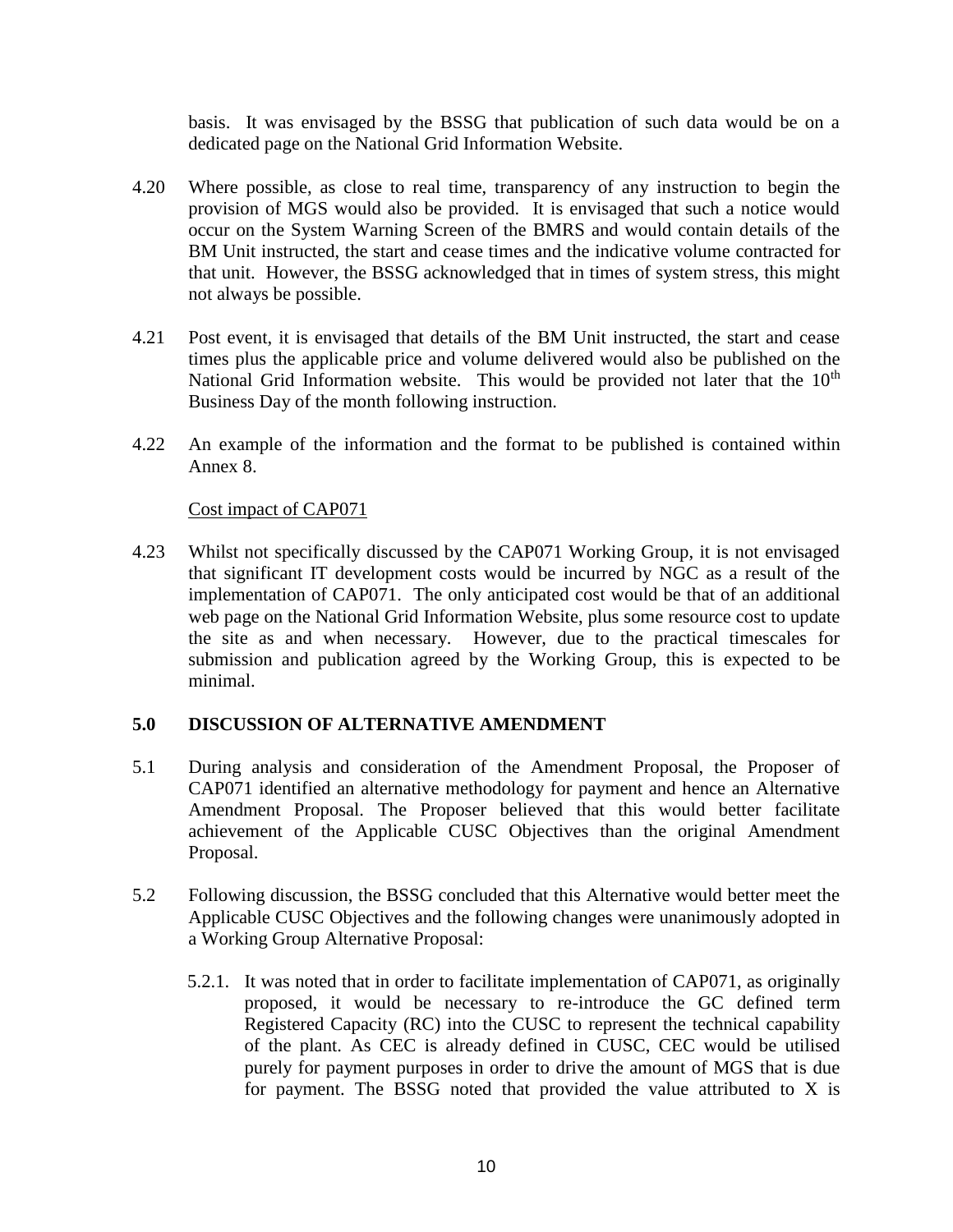basis. It was envisaged by the BSSG that publication of such data would be on a dedicated page on the National Grid Information Website.

4.20 Where possible, as close to real time, transparency of any instruction to begin the provision of MGS would also be provided. It is envisaged that such a notice would occur on the System Warning Screen of the BMRS and would contain details of the BM Unit instructed, the start and cease times and the indicative volume contracted for that unit. However, the BSSG acknowledged that in times of system stress, this might not always be possible.

4.21 Post event, it is envisaged that details of the BM Unit instructed, the start and cease times plus the applicable price and volume delivered would also be published on the National Grid Information website. This would be provided not later that the 10th Business Day of the month following instruction.

4.22 An example of the information and the format to be published is contained within Annex 8.

Cost impact of CAP071

4.23 Whilst not specifically discussed by the CAP071 Working Group, it is not envisaged that significant IT development costs would be incurred by NGC as a result of the implementation of CAP071. The only anticipated cost would be that of an additional web page on the National Grid Information Website, plus some resource cost to update the site as and when necessary. However, due to the practical timescales for submission and publication agreed by the Working Group, this is expected to be minimal.

## 5.0 DISCUSSION OF ALTERNATIVE AMENDMENT

5.1 During analysis and consideration of the Amendment Proposal, the Proposer of CAP071 identified an alternative methodology for payment and hence an Alternative Amendment Proposal. The Proposer believed that this would better facilitate achievement of the Applicable CUSC Objectives than the original Amendment Proposal.

5.2 Following discussion, the BSSG concluded that this Alternative would better meet the Applicable CUSC Objectives and the following changes were unanimously adopted in a Working Group Alternative Proposal:

5.2.1. It was noted that in order to facilitate implementation of CAP071, as originally proposed, it would be necessary to re-introduce the GC defined term Registered Capacity (RC) into the CUSC to represent the technical capability of the plant. As CEC is already defined in CUSC, CEC would be utilised purely for payment purposes in order to drive the amount of MGS that is due for payment. The BSSG noted that provided the value attributed to X is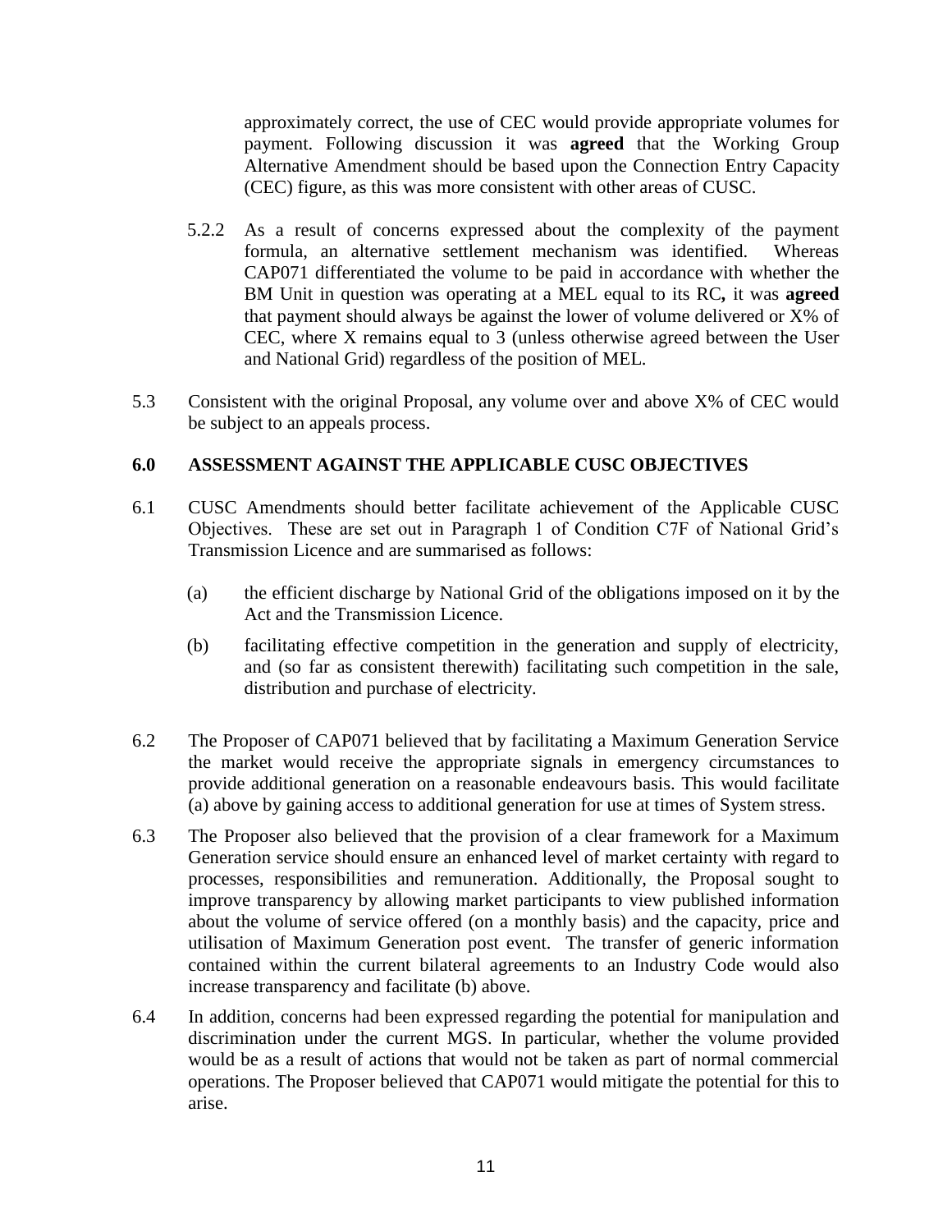approximately correct, the use of CEC would provide appropriate volumes for payment. Following discussion it was **agreed** that the Working Group Alternative Amendment should be based upon the Connection Entry Capacity (CEC) figure, as this was more consistent with other areas of CUSC.

5.2.2 As a result of concerns expressed about the complexity of the payment formula, an alternative settlement mechanism was identified. Whereas CAP071 differentiated the volume to be paid in accordance with whether the BM Unit in question was operating at a MEL equal to its RC**,** it was **agreed** that payment should always be against the lower of volume delivered or X% of CEC, where X remains equal to 3 (unless otherwise agreed between the User and National Grid) regardless of the position of MEL.

5.3 Consistent with the original Proposal, any volume over and above X% of CEC would be subject to an appeals process.

## 6.0 ASSESSMENT AGAINST THE APPLICABLE CUSC OBJECTIVES

6.1 CUSC Amendments should better facilitate achievement of the Applicable CUSC Objectives. These are set out in Paragraph 1 of Condition C7F of National Grid's Transmission Licence and are summarised as follows:

(a) the efficient discharge by National Grid of the obligations imposed on it by the Act and the Transmission Licence.

(b) facilitating effective competition in the generation and supply of electricity, and (so far as consistent therewith) facilitating such competition in the sale, distribution and purchase of electricity.

6.2 The Proposer of CAP071 believed that by facilitating a Maximum Generation Service the market would receive the appropriate signals in emergency circumstances to provide additional generation on a reasonable endeavours basis. This would facilitate (a) above by gaining access to additional generation for use at times of System stress.

6.3 The Proposer also believed that the provision of a clear framework for a Maximum Generation service should ensure an enhanced level of market certainty with regard to processes, responsibilities and remuneration. Additionally, the Proposal sought to improve transparency by allowing market participants to view published information about the volume of service offered (on a monthly basis) and the capacity, price and utilisation of Maximum Generation post event. The transfer of generic information contained within the current bilateral agreements to an Industry Code would also increase transparency and facilitate (b) above.

6.4 In addition, concerns had been expressed regarding the potential for manipulation and discrimination under the current MGS. In particular, whether the volume provided would be as a result of actions that would not be taken as part of normal commercial operations. The Proposer believed that CAP071 would mitigate the potential for this to arise.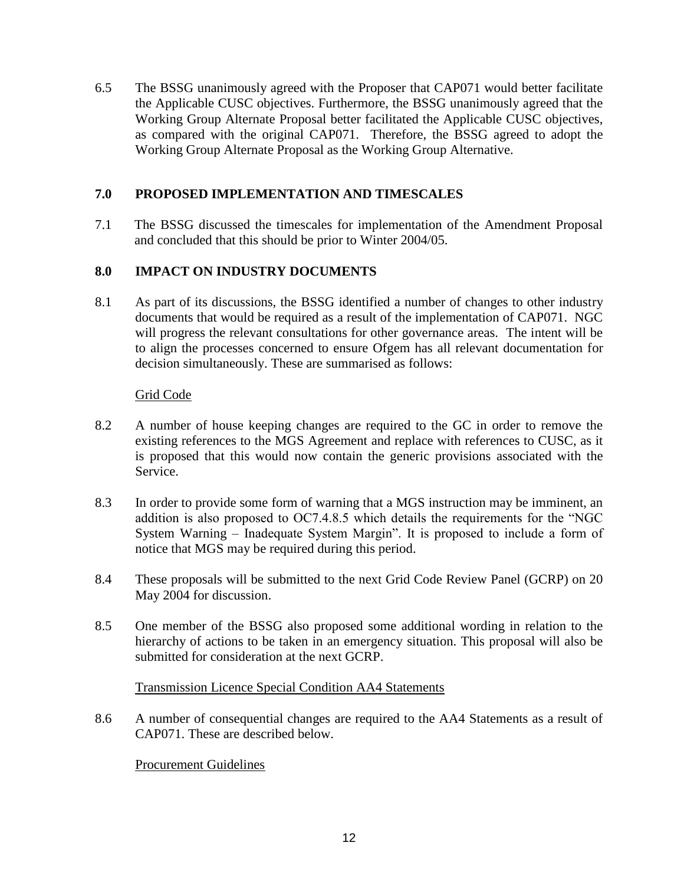6.5 The BSSG unanimously agreed with the Proposer that CAP071 would better facilitate the Applicable CUSC objectives. Furthermore, the BSSG unanimously agreed that the Working Group Alternate Proposal better facilitated the Applicable CUSC objectives, as compared with the original CAP071. Therefore, the BSSG agreed to adopt the Working Group Alternate Proposal as the Working Group Alternative.

## 7.0 PROPOSED IMPLEMENTATION AND TIMESCALES

7.1 The BSSG discussed the timescales for implementation of the Amendment Proposal and concluded that this should be prior to Winter 2004/05.

## 8.0 IMPACT ON INDUSTRY DOCUMENTS

8.1 As part of its discussions, the BSSG identified a number of changes to other industry documents that would be required as a result of the implementation of CAP071. NGC will progress the relevant consultations for other governance areas. The intent will be to align the processes concerned to ensure Ofgem has all relevant documentation for decision simultaneously. These are summarised as follows:

<u>Grid Code</u>

8.2 A number of house keeping changes are required to the GC in order to remove the existing references to the MGS Agreement and replace with references to CUSC, as it is proposed that this would now contain the generic provisions associated with the Service.

8.3 In order to provide some form of warning that a MGS instruction may be imminent, an addition is also proposed to OC7.4.8.5 which details the requirements for the "NGC System Warning – Inadequate System Margin". It is proposed to include a form of notice that MGS may be required during this period.

8.4 These proposals will be submitted to the next Grid Code Review Panel (GCRP) on 20 May 2004 for discussion.

8.5 One member of the BSSG also proposed some additional wording in relation to the hierarchy of actions to be taken in an emergency situation. This proposal will also be submitted for consideration at the next GCRP.

<u>Transmission Licence Special Condition AA4 Statements</u>

8.6 A number of consequential changes are required to the AA4 Statements as a result of CAP071. These are described below.

<u>Procurement Guidelines</u>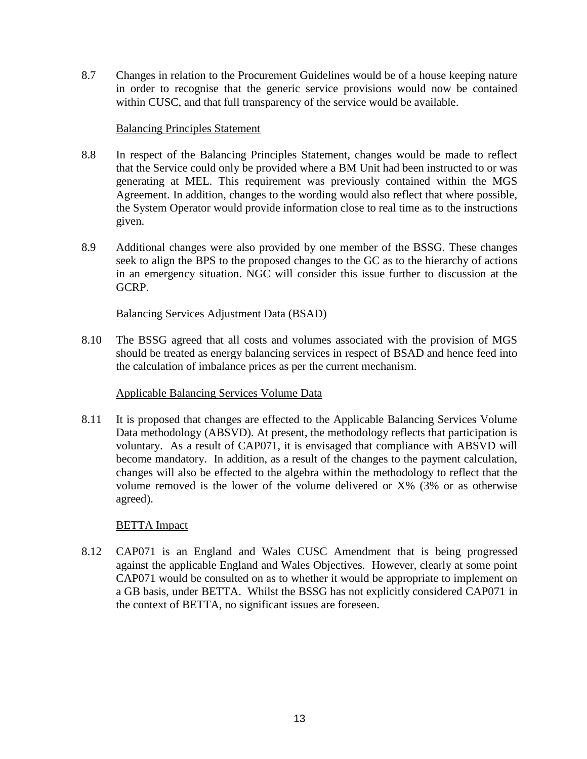8.7 Changes in relation to the Procurement Guidelines would be of a house keeping nature in order to recognise that the generic service provisions would now be contained within CUSC, and that full transparency of the service would be available.

Balancing Principles Statement

8.8 In respect of the Balancing Principles Statement, changes would be made to reflect that the Service could only be provided where a BM Unit had been instructed to or was generating at MEL. This requirement was previously contained within the MGS Agreement. In addition, changes to the wording would also reflect that where possible, the System Operator would provide information close to real time as to the instructions given.

8.9 Additional changes were also provided by one member of the BSSG. These changes seek to align the BPS to the proposed changes to the GC as to the hierarchy of actions in an emergency situation. NGC will consider this issue further to discussion at the GCRP.

Balancing Services Adjustment Data (BSAD)

8.10 The BSSG agreed that all costs and volumes associated with the provision of MGS should be treated as energy balancing services in respect of BSAD and hence feed into the calculation of imbalance prices as per the current mechanism.

Applicable Balancing Services Volume Data

8.11 It is proposed that changes are effected to the Applicable Balancing Services Volume Data methodology (ABSVD). At present, the methodology reflects that participation is voluntary. As a result of CAP071, it is envisaged that compliance with ABSVD will become mandatory. In addition, as a result of the changes to the payment calculation, changes will also be effected to the algebra within the methodology to reflect that the volume removed is the lower of the volume delivered or X% (3% or as otherwise agreed).

BETTA Impact

8.12 CAP071 is an England and Wales CUSC Amendment that is being progressed against the applicable England and Wales Objectives. However, clearly at some point CAP071 would be consulted on as to whether it would be appropriate to implement on a GB basis, under BETTA. Whilst the BSSG has not explicitly considered CAP071 in the context of BETTA, no significant issues are foreseen.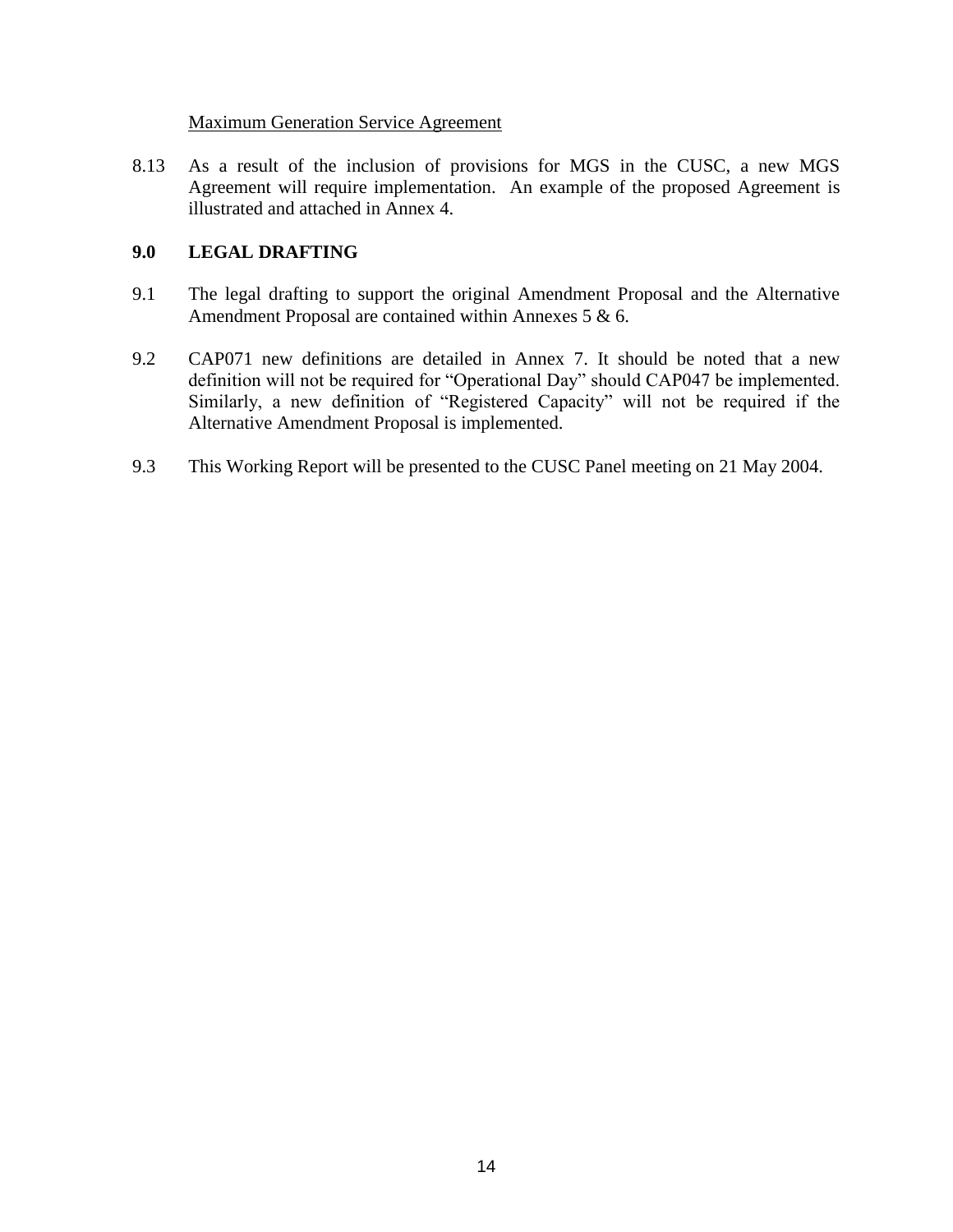Maximum Generation Service Agreement

8.13 As a result of the inclusion of provisions for MGS in the CUSC, a new MGS Agreement will require implementation. An example of the proposed Agreement is illustrated and attached in Annex 4.

## 9.0 LEGAL DRAFTING

9.1 The legal drafting to support the original Amendment Proposal and the Alternative Amendment Proposal are contained within Annexes 5 & 6.

9.2 CAP071 new definitions are detailed in Annex 7. It should be noted that a new definition will not be required for "Operational Day" should CAP047 be implemented. Similarly, a new definition of "Registered Capacity" will not be required if the Alternative Amendment Proposal is implemented.

9.3 This Working Report will be presented to the CUSC Panel meeting on 21 May 2004.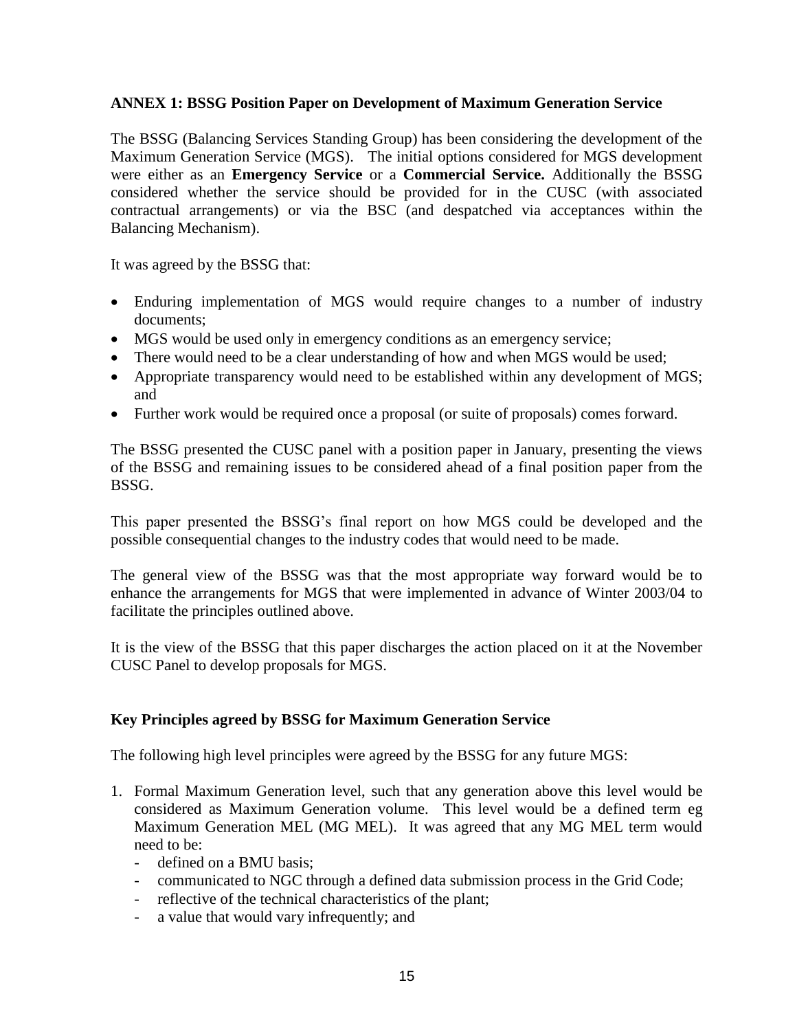**ANNEX 1: BSSG Position Paper on Development of Maximum Generation Service**

The BSSG (Balancing Services Standing Group) has been considering the development of the Maximum Generation Service (MGS). The initial options considered for MGS development were either as an **Emergency Service** or a **Commercial Service.** Additionally the BSSG considered whether the service should be provided for in the CUSC (with associated contractual arrangements) or via the BSC (and despatched via acceptances within the Balancing Mechanism).

It was agreed by the BSSG that:

- Enduring implementation of MGS would require changes to a number of industry documents;
- MGS would be used only in emergency conditions as an emergency service;
- There would need to be a clear understanding of how and when MGS would be used;
- Appropriate transparency would need to be established within any development of MGS; and
- Further work would be required once a proposal (or suite of proposals) comes forward.

The BSSG presented the CUSC panel with a position paper in January, presenting the views of the BSSG and remaining issues to be considered ahead of a final position paper from the BSSG.

This paper presented the BSSG's final report on how MGS could be developed and the possible consequential changes to the industry codes that would need to be made.

The general view of the BSSG was that the most appropriate way forward would be to enhance the arrangements for MGS that were implemented in advance of Winter 2003/04 to facilitate the principles outlined above.

It is the view of the BSSG that this paper discharges the action placed on it at the November CUSC Panel to develop proposals for MGS.

**Key Principles agreed by BSSG for Maximum Generation Service**

The following high level principles were agreed by the BSSG for any future MGS:

1. Formal Maximum Generation level, such that any generation above this level would be considered as Maximum Generation volume. This level would be a defined term eg Maximum Generation MEL (MG MEL). It was agreed that any MG MEL term would need to be:
   - defined on a BMU basis;
   - communicated to NGC through a defined data submission process in the Grid Code;
   - reflective of the technical characteristics of the plant;
   - a value that would vary infrequently; and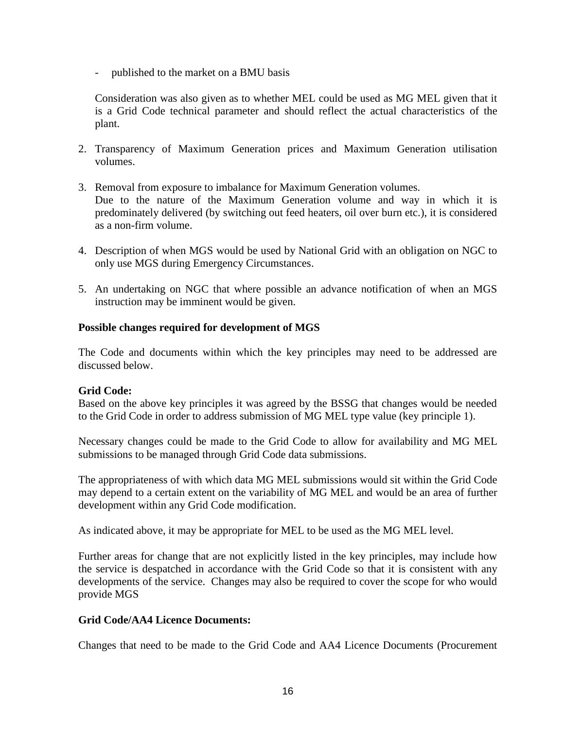- published to the market on a BMU basis

  Consideration was also given as to whether MEL could be used as MG MEL given that it is a Grid Code technical parameter and should reflect the actual characteristics of the plant.

2. Transparency of Maximum Generation prices and Maximum Generation utilisation volumes.

3. Removal from exposure to imbalance for Maximum Generation volumes.
   Due to the nature of the Maximum Generation volume and way in which it is predominately delivered (by switching out feed heaters, oil over burn etc.), it is considered as a non-firm volume.

4. Description of when MGS would be used by National Grid with an obligation on NGC to only use MGS during Emergency Circumstances.

5. An undertaking on NGC that where possible an advance notification of when an MGS instruction may be imminent would be given.

**Possible changes required for development of MGS**

The Code and documents within which the key principles may need to be addressed are discussed below.

**Grid Code:**
Based on the above key principles it was agreed by the BSSG that changes would be needed to the Grid Code in order to address submission of MG MEL type value (key principle 1).

Necessary changes could be made to the Grid Code to allow for availability and MG MEL submissions to be managed through Grid Code data submissions.

The appropriateness of with which data MG MEL submissions would sit within the Grid Code may depend to a certain extent on the variability of MG MEL and would be an area of further development within any Grid Code modification.

As indicated above, it may be appropriate for MEL to be used as the MG MEL level.

Further areas for change that are not explicitly listed in the key principles, may include how the service is despatched in accordance with the Grid Code so that it is consistent with any developments of the service. Changes may also be required to cover the scope for who would provide MGS

**Grid Code/AA4 Licence Documents:**

Changes that need to be made to the Grid Code and AA4 Licence Documents (Procurement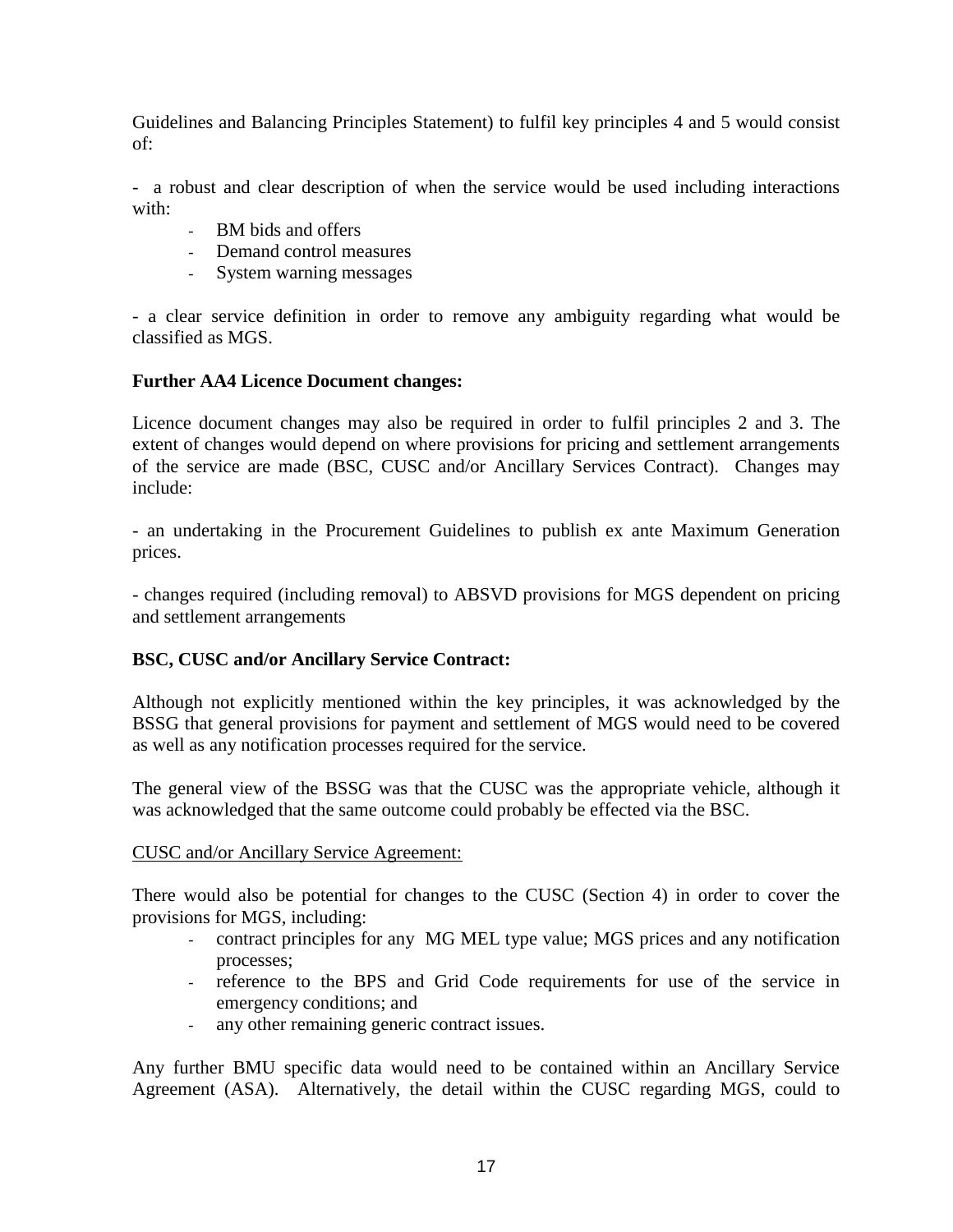Guidelines and Balancing Principles Statement) to fulfil key principles 4 and 5 would consist of:

- a robust and clear description of when the service would be used including interactions with:
  - BM bids and offers
  - Demand control measures
  - System warning messages

- a clear service definition in order to remove any ambiguity regarding what would be classified as MGS.

**Further AA4 Licence Document changes:**

Licence document changes may also be required in order to fulfil principles 2 and 3. The extent of changes would depend on where provisions for pricing and settlement arrangements of the service are made (BSC, CUSC and/or Ancillary Services Contract). Changes may include:

- an undertaking in the Procurement Guidelines to publish ex ante Maximum Generation prices.

- changes required (including removal) to ABSVD provisions for MGS dependent on pricing and settlement arrangements

**BSC, CUSC and/or Ancillary Service Contract:**

Although not explicitly mentioned within the key principles, it was acknowledged by the BSSG that general provisions for payment and settlement of MGS would need to be covered as well as any notification processes required for the service.

The general view of the BSSG was that the CUSC was the appropriate vehicle, although it was acknowledged that the same outcome could probably be effected via the BSC.

<u>CUSC and/or Ancillary Service Agreement:</u>

There would also be potential for changes to the CUSC (Section 4) in order to cover the provisions for MGS, including:

- contract principles for any MG MEL type value; MGS prices and any notification processes;
- reference to the BPS and Grid Code requirements for use of the service in emergency conditions; and
- any other remaining generic contract issues.

Any further BMU specific data would need to be contained within an Ancillary Service Agreement (ASA). Alternatively, the detail within the CUSC regarding MGS, could to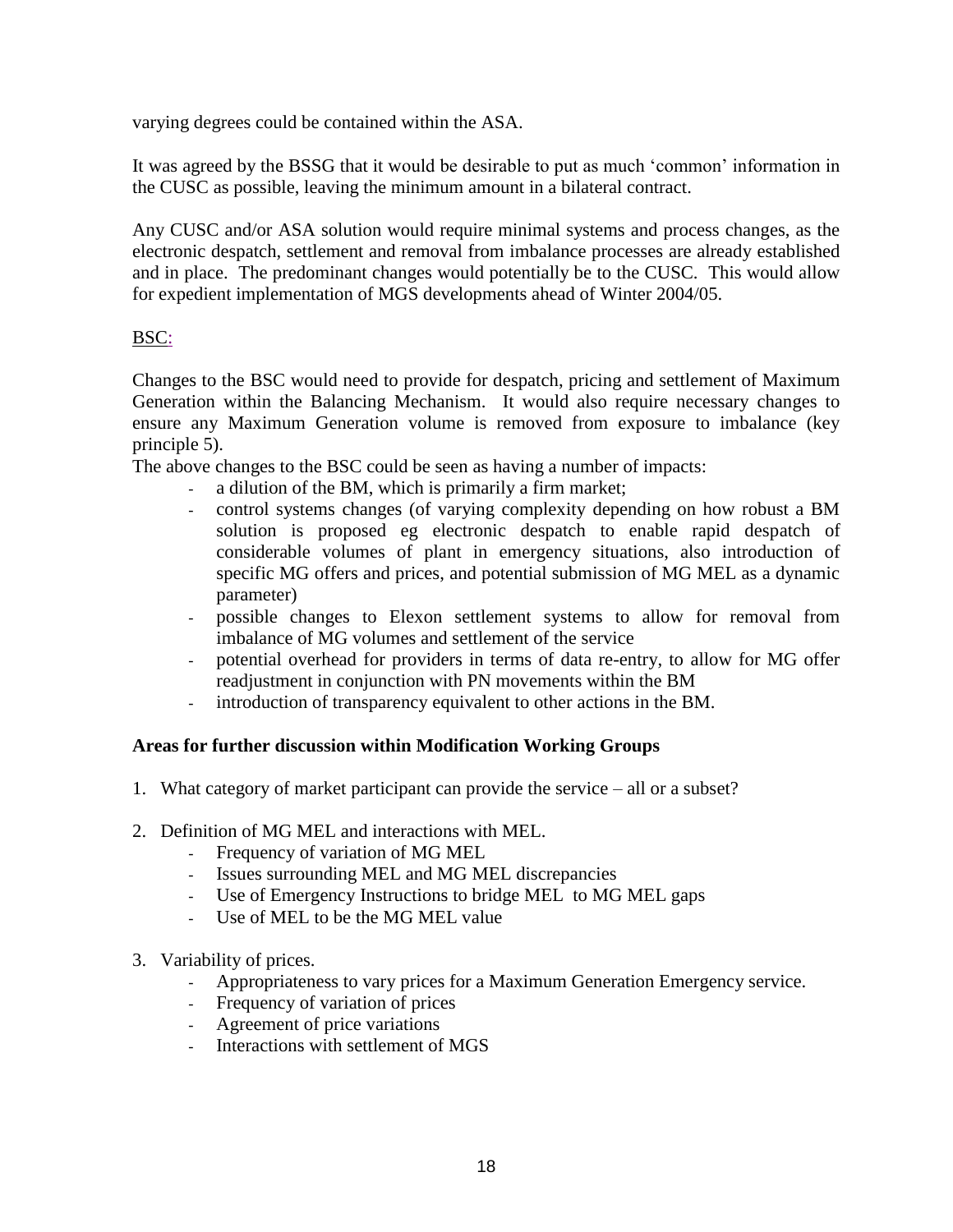varying degrees could be contained within the ASA.

It was agreed by the BSSG that it would be desirable to put as much 'common' information in the CUSC as possible, leaving the minimum amount in a bilateral contract.

Any CUSC and/or ASA solution would require minimal systems and process changes, as the electronic despatch, settlement and removal from imbalance processes are already established and in place. The predominant changes would potentially be to the CUSC. This would allow for expedient implementation of MGS developments ahead of Winter 2004/05.

BSC:

Changes to the BSC would need to provide for despatch, pricing and settlement of Maximum Generation within the Balancing Mechanism. It would also require necessary changes to ensure any Maximum Generation volume is removed from exposure to imbalance (key principle 5).

The above changes to the BSC could be seen as having a number of impacts:

- a dilution of the BM, which is primarily a firm market;
- control systems changes (of varying complexity depending on how robust a BM solution is proposed eg electronic despatch to enable rapid despatch of considerable volumes of plant in emergency situations, also introduction of specific MG offers and prices, and potential submission of MG MEL as a dynamic parameter)
- possible changes to Elexon settlement systems to allow for removal from imbalance of MG volumes and settlement of the service
- potential overhead for providers in terms of data re-entry, to allow for MG offer readjustment in conjunction with PN movements within the BM
- introduction of transparency equivalent to other actions in the BM.

**Areas for further discussion within Modification Working Groups**

1. What category of market participant can provide the service – all or a subset?

2. Definition of MG MEL and interactions with MEL.
   - Frequency of variation of MG MEL
   - Issues surrounding MEL and MG MEL discrepancies
   - Use of Emergency Instructions to bridge MEL to MG MEL gaps
   - Use of MEL to be the MG MEL value

3. Variability of prices.
   - Appropriateness to vary prices for a Maximum Generation Emergency service.
   - Frequency of variation of prices
   - Agreement of price variations
   - Interactions with settlement of MGS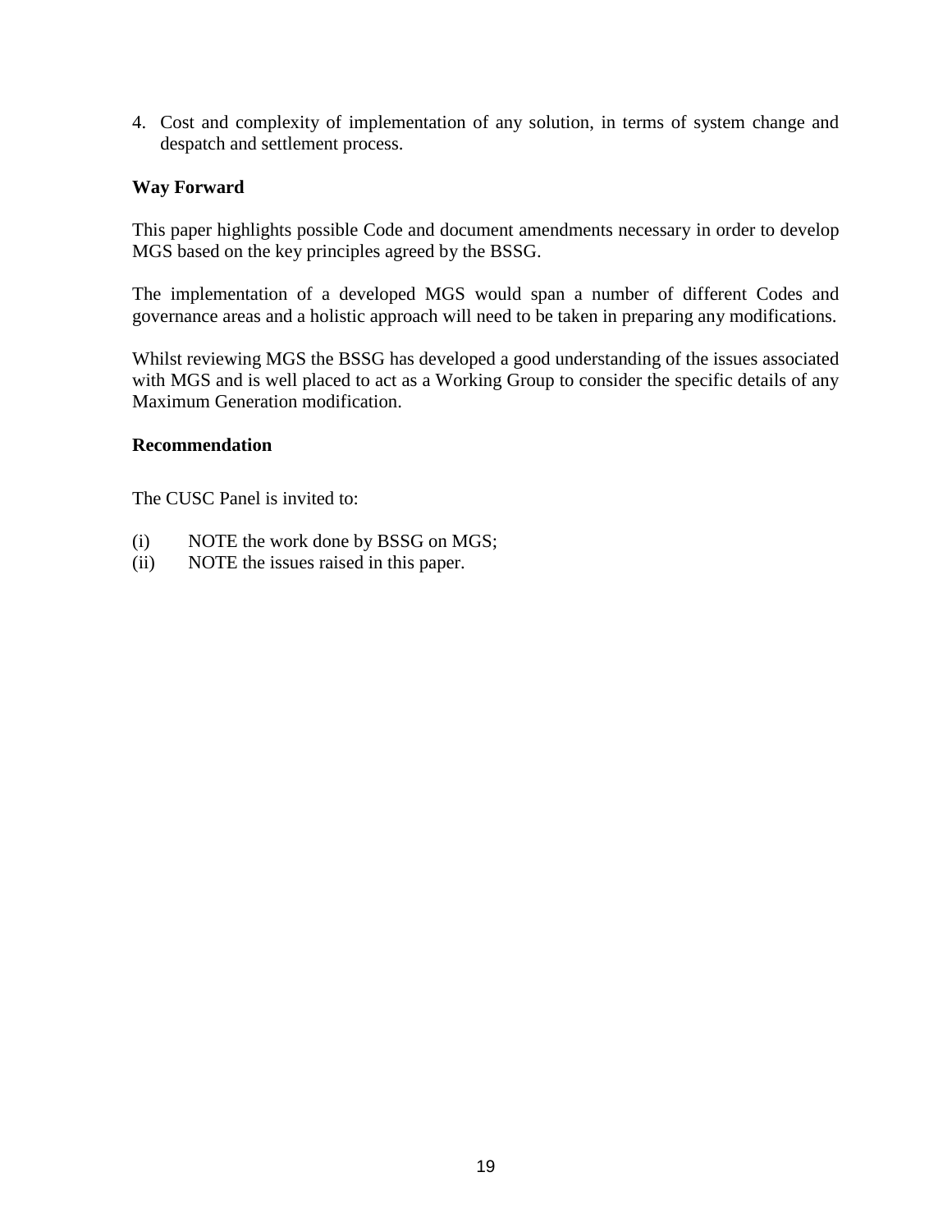4. Cost and complexity of implementation of any solution, in terms of system change and despatch and settlement process.

**Way Forward**

This paper highlights possible Code and document amendments necessary in order to develop MGS based on the key principles agreed by the BSSG.

The implementation of a developed MGS would span a number of different Codes and governance areas and a holistic approach will need to be taken in preparing any modifications.

Whilst reviewing MGS the BSSG has developed a good understanding of the issues associated with MGS and is well placed to act as a Working Group to consider the specific details of any Maximum Generation modification.

**Recommendation**

The CUSC Panel is invited to:

(i) NOTE the work done by BSSG on MGS;
(ii) NOTE the issues raised in this paper.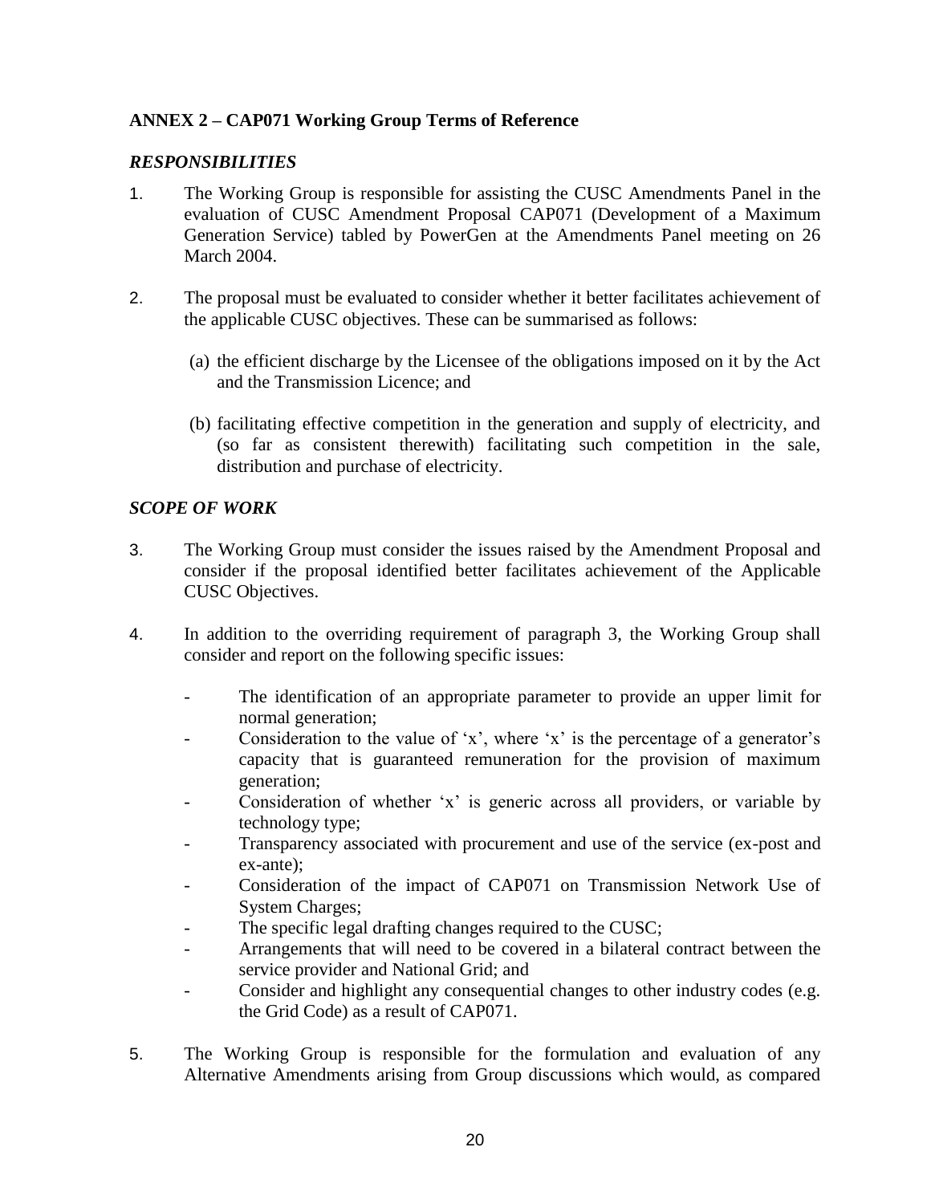## ANNEX 2 – CAP071 Working Group Terms of Reference

### *RESPONSIBILITIES*

1. The Working Group is responsible for assisting the CUSC Amendments Panel in the evaluation of CUSC Amendment Proposal CAP071 (Development of a Maximum Generation Service) tabled by PowerGen at the Amendments Panel meeting on 26 March 2004.

2. The proposal must be evaluated to consider whether it better facilitates achievement of the applicable CUSC objectives. These can be summarised as follows:

   (a) the efficient discharge by the Licensee of the obligations imposed on it by the Act and the Transmission Licence; and

   (b) facilitating effective competition in the generation and supply of electricity, and (so far as consistent therewith) facilitating such competition in the sale, distribution and purchase of electricity.

### *SCOPE OF WORK*

3. The Working Group must consider the issues raised by the Amendment Proposal and consider if the proposal identified better facilitates achievement of the Applicable CUSC Objectives.

4. In addition to the overriding requirement of paragraph 3, the Working Group shall consider and report on the following specific issues:

   - The identification of an appropriate parameter to provide an upper limit for normal generation;
   - Consideration to the value of 'x', where 'x' is the percentage of a generator's capacity that is guaranteed remuneration for the provision of maximum generation;
   - Consideration of whether 'x' is generic across all providers, or variable by technology type;
   - Transparency associated with procurement and use of the service (ex-post and ex-ante);
   - Consideration of the impact of CAP071 on Transmission Network Use of System Charges;
   - The specific legal drafting changes required to the CUSC;
   - Arrangements that will need to be covered in a bilateral contract between the service provider and National Grid; and
   - Consider and highlight any consequential changes to other industry codes (e.g. the Grid Code) as a result of CAP071.

5. The Working Group is responsible for the formulation and evaluation of any Alternative Amendments arising from Group discussions which would, as compared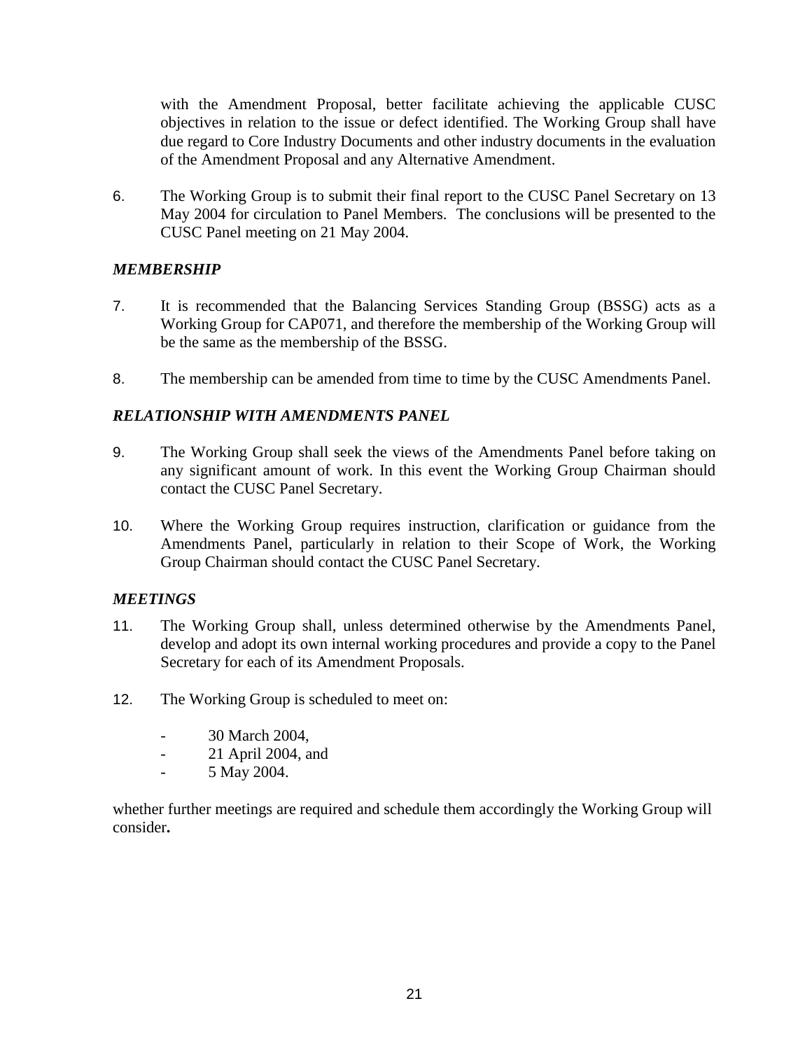with the Amendment Proposal, better facilitate achieving the applicable CUSC objectives in relation to the issue or defect identified. The Working Group shall have due regard to Core Industry Documents and other industry documents in the evaluation of the Amendment Proposal and any Alternative Amendment.

6. The Working Group is to submit their final report to the CUSC Panel Secretary on 13 May 2004 for circulation to Panel Members. The conclusions will be presented to the CUSC Panel meeting on 21 May 2004.

### *MEMBERSHIP*

7. It is recommended that the Balancing Services Standing Group (BSSG) acts as a Working Group for CAP071, and therefore the membership of the Working Group will be the same as the membership of the BSSG.

8. The membership can be amended from time to time by the CUSC Amendments Panel.

### *RELATIONSHIP WITH AMENDMENTS PANEL*

9. The Working Group shall seek the views of the Amendments Panel before taking on any significant amount of work. In this event the Working Group Chairman should contact the CUSC Panel Secretary.

10. Where the Working Group requires instruction, clarification or guidance from the Amendments Panel, particularly in relation to their Scope of Work, the Working Group Chairman should contact the CUSC Panel Secretary.

### *MEETINGS*

11. The Working Group shall, unless determined otherwise by the Amendments Panel, develop and adopt its own internal working procedures and provide a copy to the Panel Secretary for each of its Amendment Proposals.

12. The Working Group is scheduled to meet on:

    - 30 March 2004,
    - 21 April 2004, and
    - 5 May 2004.

whether further meetings are required and schedule them accordingly the Working Group will consider**.**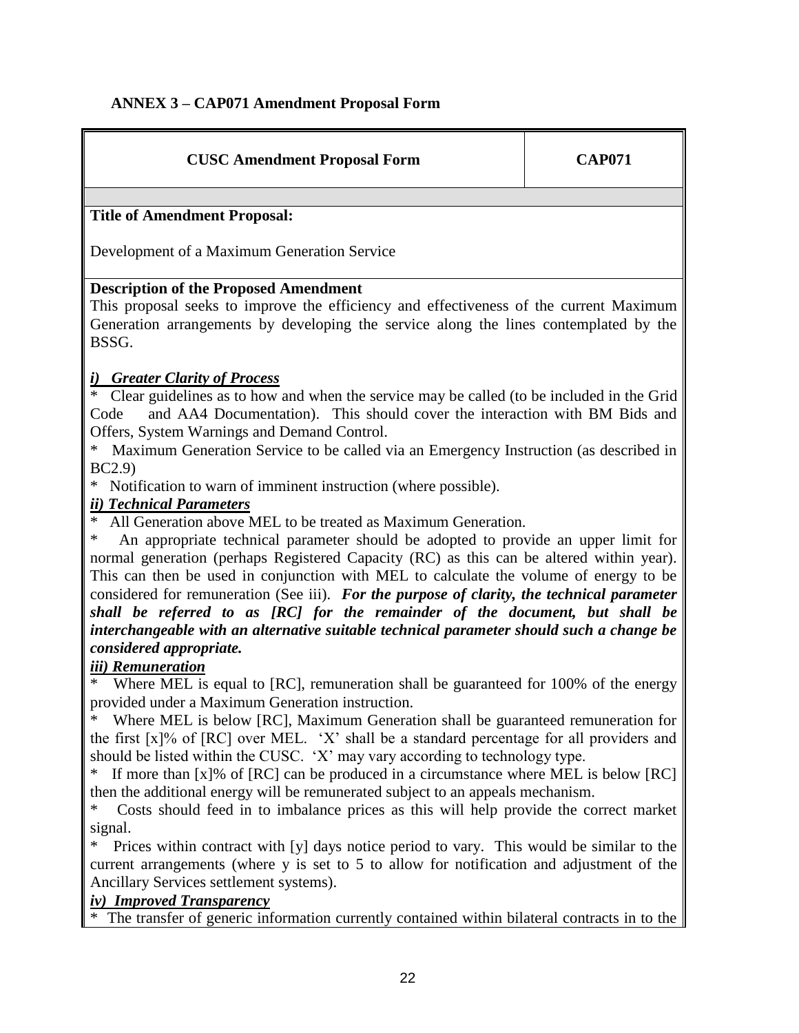## ANNEX 3 – CAP071 Amendment Proposal Form

| CUSC Amendment Proposal Form | CAP071 |
|---|---|

**Title of Amendment Proposal:**

Development of a Maximum Generation Service

**Description of the Proposed Amendment**

This proposal seeks to improve the efficiency and effectiveness of the current Maximum Generation arrangements by developing the service along the lines contemplated by the BSSG.

***i) Greater Clarity of Process***

* Clear guidelines as to how and when the service may be called (to be included in the Grid Code and AA4 Documentation). This should cover the interaction with BM Bids and Offers, System Warnings and Demand Control.
* Maximum Generation Service to be called via an Emergency Instruction (as described in BC2.9)
* Notification to warn of imminent instruction (where possible).

***ii) Technical Parameters***

* All Generation above MEL to be treated as Maximum Generation.
* An appropriate technical parameter should be adopted to provide an upper limit for normal generation (perhaps Registered Capacity (RC) as this can be altered within year). This can then be used in conjunction with MEL to calculate the volume of energy to be considered for remuneration (See iii). ***For the purpose of clarity, the technical parameter shall be referred to as [RC] for the remainder of the document, but shall be interchangeable with an alternative suitable technical parameter should such a change be considered appropriate.***

***iii) Remuneration***

* Where MEL is equal to [RC], remuneration shall be guaranteed for 100% of the energy provided under a Maximum Generation instruction.
* Where MEL is below [RC], Maximum Generation shall be guaranteed remuneration for the first [x]% of [RC] over MEL. 'X' shall be a standard percentage for all providers and should be listed within the CUSC. 'X' may vary according to technology type.
* If more than [x]% of [RC] can be produced in a circumstance where MEL is below [RC] then the additional energy will be remunerated subject to an appeals mechanism.
* Costs should feed in to imbalance prices as this will help provide the correct market signal.
* Prices within contract with [y] days notice period to vary. This would be similar to the current arrangements (where y is set to 5 to allow for notification and adjustment of the Ancillary Services settlement systems).

***iv) Improved Transparency***

* The transfer of generic information currently contained within bilateral contracts in to the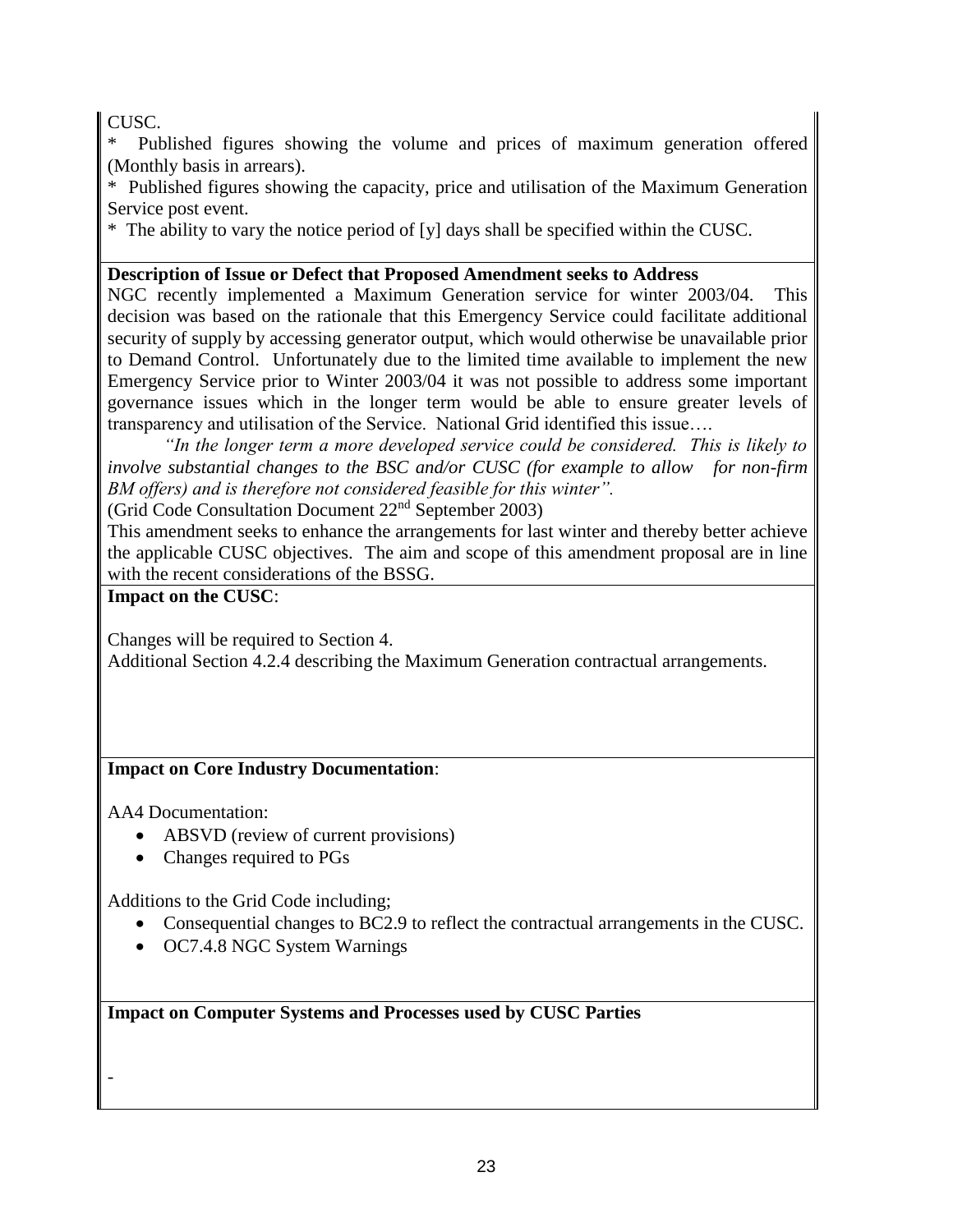CUSC.

* Published figures showing the volume and prices of maximum generation offered (Monthly basis in arrears).

* Published figures showing the capacity, price and utilisation of the Maximum Generation Service post event.

* The ability to vary the notice period of [y] days shall be specified within the CUSC.

**Description of Issue or Defect that Proposed Amendment seeks to Address**

NGC recently implemented a Maximum Generation service for winter 2003/04. This decision was based on the rationale that this Emergency Service could facilitate additional security of supply by accessing generator output, which would otherwise be unavailable prior to Demand Control. Unfortunately due to the limited time available to implement the new Emergency Service prior to Winter 2003/04 it was not possible to address some important governance issues which in the longer term would be able to ensure greater levels of transparency and utilisation of the Service. National Grid identified this issue….

*"In the longer term a more developed service could be considered. This is likely to involve substantial changes to the BSC and/or CUSC (for example to allow for non-firm BM offers) and is therefore not considered feasible for this winter".*

(Grid Code Consultation Document 22nd September 2003)

This amendment seeks to enhance the arrangements for last winter and thereby better achieve the applicable CUSC objectives. The aim and scope of this amendment proposal are in line with the recent considerations of the BSSG.

**Impact on the CUSC**:

Changes will be required to Section 4.

Additional Section 4.2.4 describing the Maximum Generation contractual arrangements.

**Impact on Core Industry Documentation**:

AA4 Documentation:

- ABSVD (review of current provisions)
- Changes required to PGs

Additions to the Grid Code including;

- Consequential changes to BC2.9 to reflect the contractual arrangements in the CUSC.
- OC7.4.8 NGC System Warnings

**Impact on Computer Systems and Processes used by CUSC Parties**

-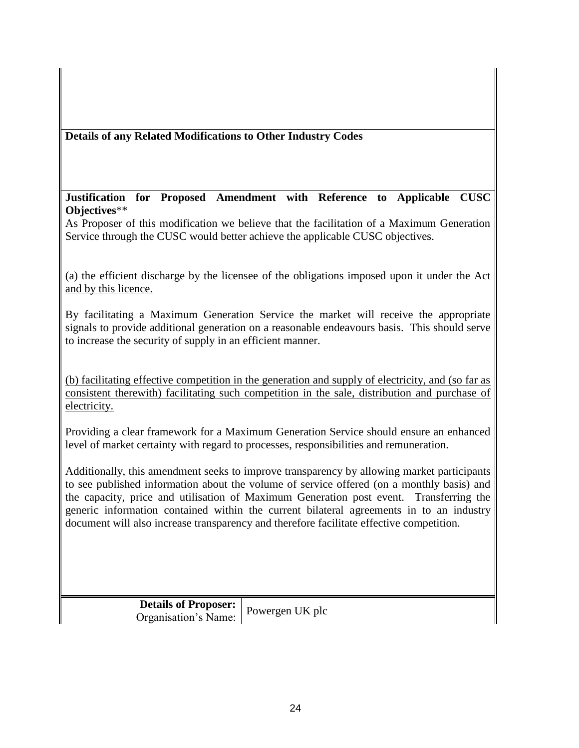**Details of any Related Modifications to Other Industry Codes**

**Justification for Proposed Amendment with Reference to Applicable CUSC Objectives****

As Proposer of this modification we believe that the facilitation of a Maximum Generation Service through the CUSC would better achieve the applicable CUSC objectives.

(a) the efficient discharge by the licensee of the obligations imposed upon it under the Act and by this licence.

By facilitating a Maximum Generation Service the market will receive the appropriate signals to provide additional generation on a reasonable endeavours basis. This should serve to increase the security of supply in an efficient manner.

(b) facilitating effective competition in the generation and supply of electricity, and (so far as consistent therewith) facilitating such competition in the sale, distribution and purchase of electricity.

Providing a clear framework for a Maximum Generation Service should ensure an enhanced level of market certainty with regard to processes, responsibilities and remuneration.

Additionally, this amendment seeks to improve transparency by allowing market participants to see published information about the volume of service offered (on a monthly basis) and the capacity, price and utilisation of Maximum Generation post event. Transferring the generic information contained within the current bilateral agreements in to an industry document will also increase transparency and therefore facilitate effective competition.

| **Details of Proposer:** Organisation's Name: | Powergen UK plc |
|---|---|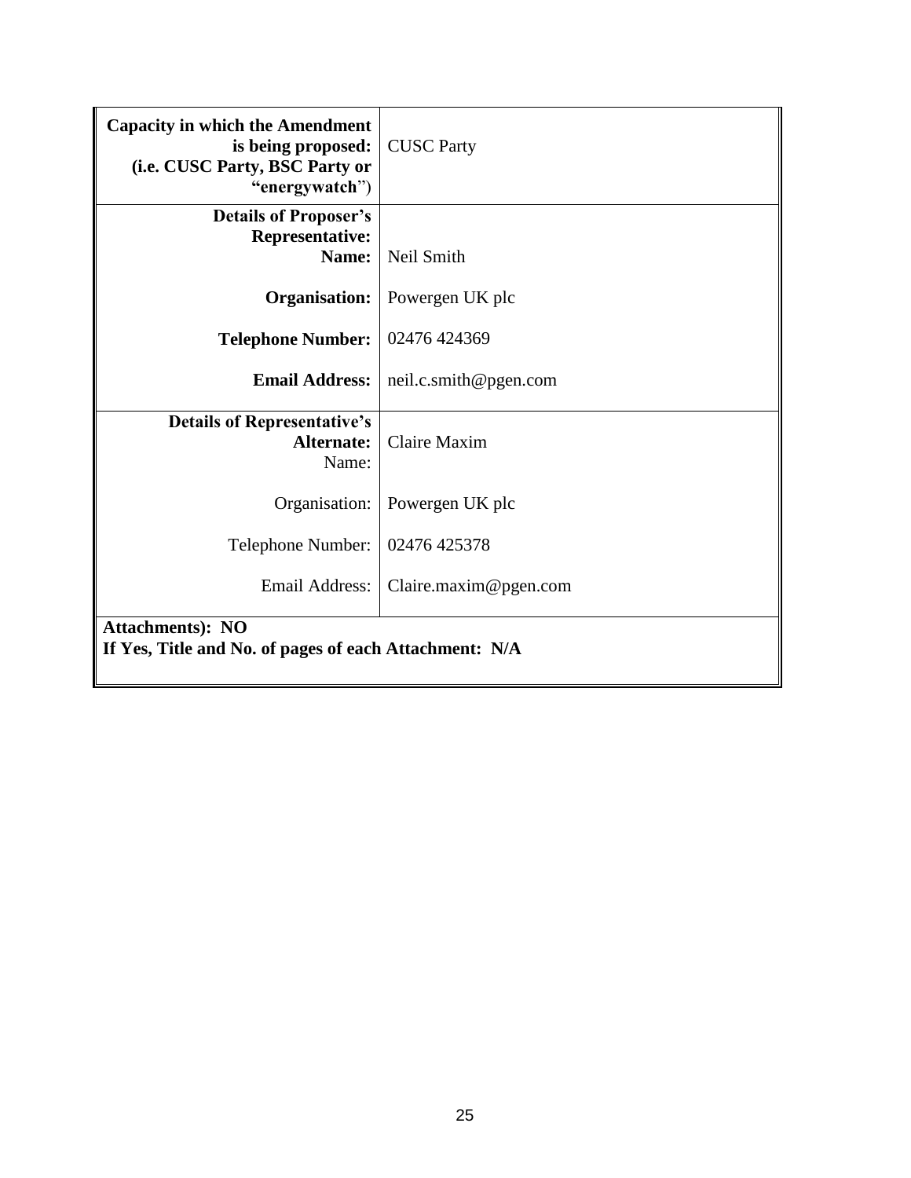| | |
|---|---|
| **Capacity in which the Amendment is being proposed: (i.e. CUSC Party, BSC Party or "energywatch**") | CUSC Party |
| **Details of Proposer's Representative: Name:** | Neil Smith |
| **Organisation:** | Powergen UK plc |
| **Telephone Number:** | 02476 424369 |
| **Email Address:** | neil.c.smith@pgen.com |
| **Details of Representative's Alternate:** Name: | Claire Maxim |
| Organisation: | Powergen UK plc |
| Telephone Number: | 02476 425378 |
| Email Address: | Claire.maxim@pgen.com |
| **Attachments): NO** **If Yes, Title and No. of pages of each Attachment: N/A** | |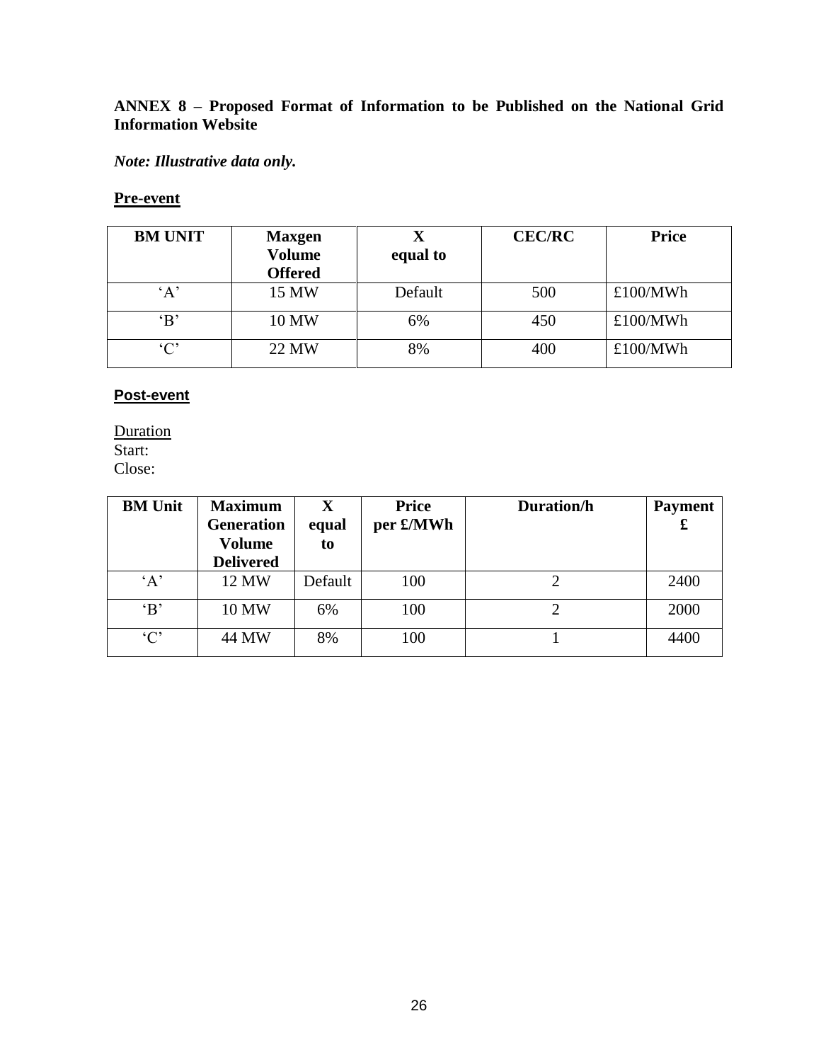**ANNEX 8 – Proposed Format of Information to be Published on the National Grid Information Website**

***Note: Illustrative data only.***

**Pre-event**

| BM UNIT | Maxgen Volume Offered | X equal to | CEC/RC | Price |
|---|---|---|---|---|
| ‘A’ | 15 MW | Default | 500 | £100/MWh |
| ‘B’ | 10 MW | 6% | 450 | £100/MWh |
| ‘C’ | 22 MW | 8% | 400 | £100/MWh |

**Post-event**

Duration
Start:
Close:

| BM Unit | Maximum Generation Volume Delivered | X equal to | Price per £/MWh | Duration/h | Payment £ |
|---|---|---|---|---|---|
| ‘A’ | 12 MW | Default | 100 | 2 | 2400 |
| ‘B’ | 10 MW | 6% | 100 | 2 | 2000 |
| ‘C’ | 44 MW | 8% | 100 | 1 | 4400 |